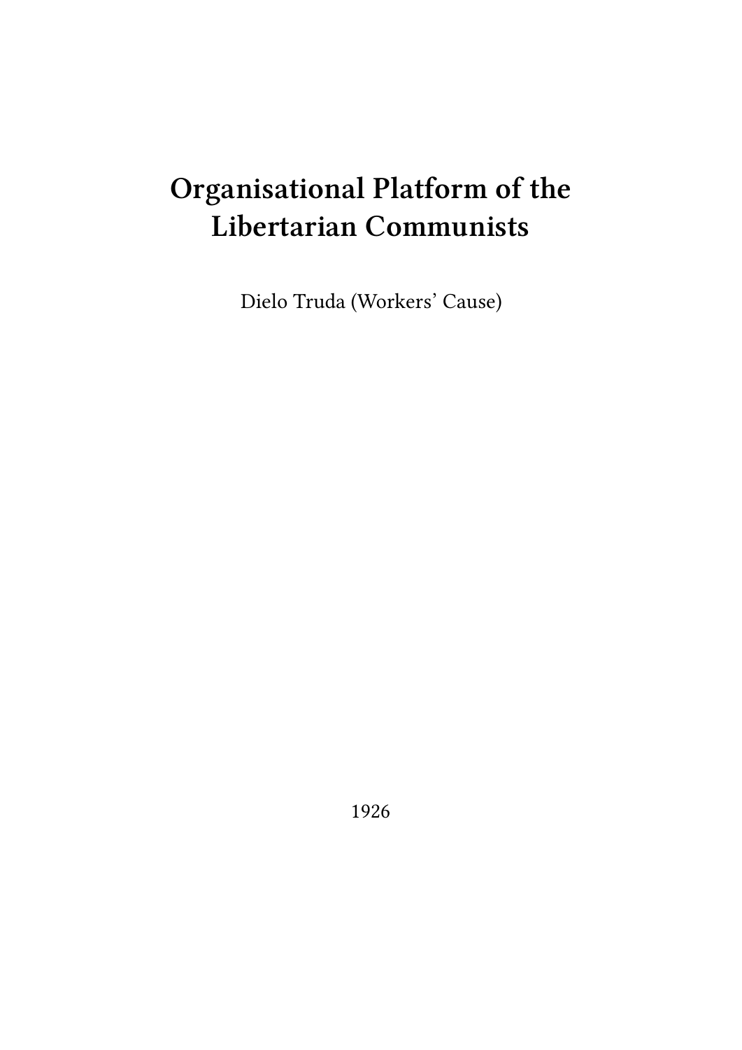# Organisational Platform of the Libertarian Communists

Dielo Truda (Workers' Cause)

1926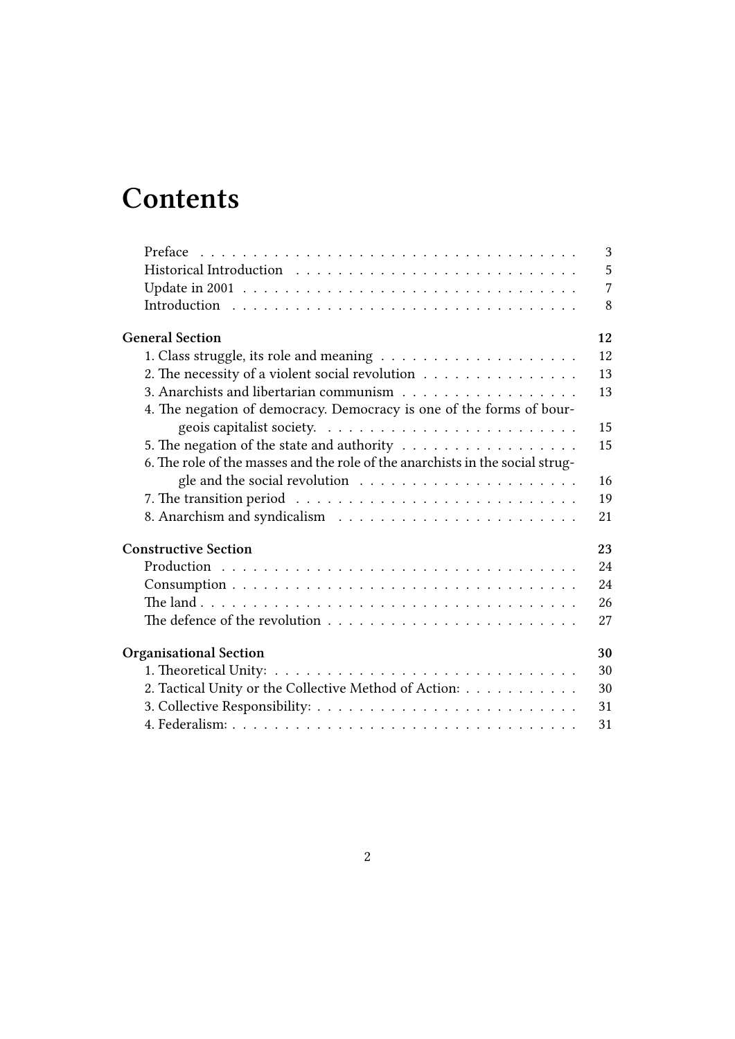# Contents

- Preface 3
- Historical Introduction 5
- Update in 2001 7
- Introduction 8

**General Section** 12

- 1. Class struggle, its role and meaning 12
- 2. The necessity of a violent social revolution 13
- 3. Anarchists and libertarian communism 13
- 4. The negation of democracy. Democracy is one of the forms of bourgeois capitalist society. 15
- 5. The negation of the state and authority 15
- 6. The role of the masses and the role of the anarchists in the social struggle and the social revolution 16
- 7. The transition period 19
- 8. Anarchism and syndicalism 21

**Constructive Section** 23

- Production 24
- Consumption 24
- The land 26
- The defence of the revolution 27

**Organisational Section** 30

- 1. Theoretical Unity: 30
- 2. Tactical Unity or the Collective Method of Action: 30
- 3. Collective Responsibility: 31
- 4. Federalism: 31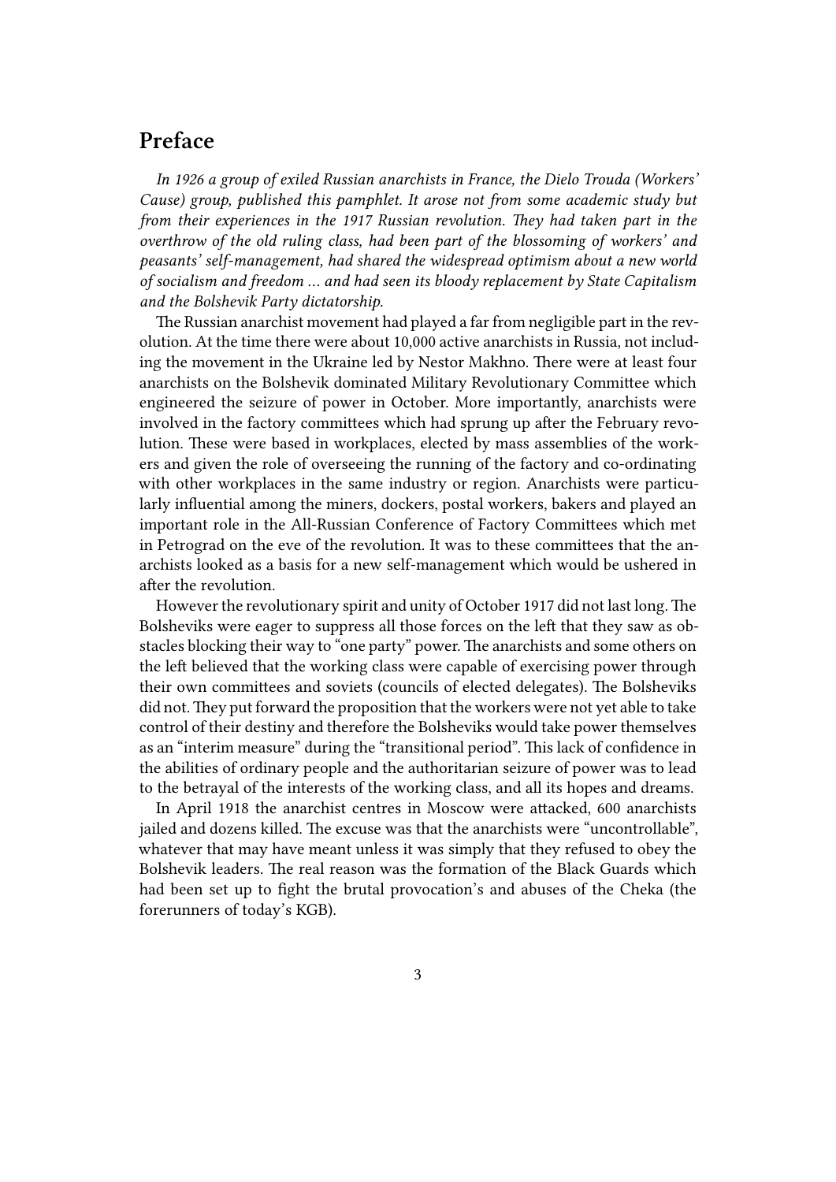## Preface

*In 1926 a group of exiled Russian anarchists in France, the Dielo Trouda (Workers' Cause) group, published this pamphlet. It arose not from some academic study but from their experiences in the 1917 Russian revolution. They had taken part in the overthrow of the old ruling class, had been part of the blossoming of workers' and peasants' self-management, had shared the widespread optimism about a new world of socialism and freedom … and had seen its bloody replacement by State Capitalism and the Bolshevik Party dictatorship.*

The Russian anarchist movement had played a far from negligible part in the revolution. At the time there were about 10,000 active anarchists in Russia, not including the movement in the Ukraine led by Nestor Makhno. There were at least four anarchists on the Bolshevik dominated Military Revolutionary Committee which engineered the seizure of power in October. More importantly, anarchists were involved in the factory committees which had sprung up after the February revolution. These were based in workplaces, elected by mass assemblies of the workers and given the role of overseeing the running of the factory and co-ordinating with other workplaces in the same industry or region. Anarchists were particularly influential among the miners, dockers, postal workers, bakers and played an important role in the All-Russian Conference of Factory Committees which met in Petrograd on the eve of the revolution. It was to these committees that the anarchists looked as a basis for a new self-management which would be ushered in after the revolution.

However the revolutionary spirit and unity of October 1917 did not last long. The Bolsheviks were eager to suppress all those forces on the left that they saw as obstacles blocking their way to "one party" power. The anarchists and some others on the left believed that the working class were capable of exercising power through their own committees and soviets (councils of elected delegates). The Bolsheviks did not. They put forward the proposition that the workers were not yet able to take control of their destiny and therefore the Bolsheviks would take power themselves as an "interim measure" during the "transitional period". This lack of confidence in the abilities of ordinary people and the authoritarian seizure of power was to lead to the betrayal of the interests of the working class, and all its hopes and dreams.

In April 1918 the anarchist centres in Moscow were attacked, 600 anarchists jailed and dozens killed. The excuse was that the anarchists were "uncontrollable", whatever that may have meant unless it was simply that they refused to obey the Bolshevik leaders. The real reason was the formation of the Black Guards which had been set up to fight the brutal provocation's and abuses of the Cheka (the forerunners of today's KGB).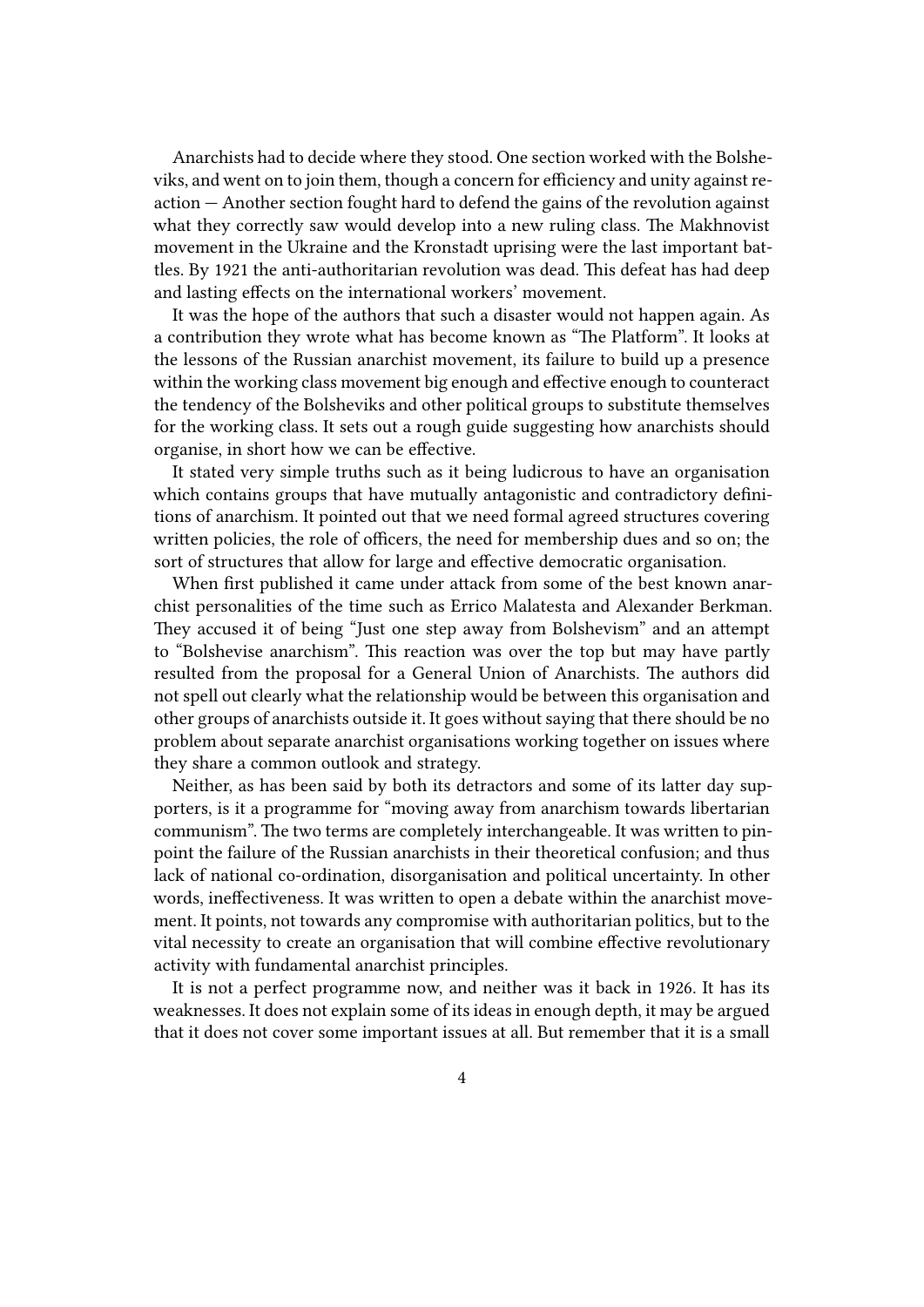Anarchists had to decide where they stood. One section worked with the Bolsheviks, and went on to join them, though a concern for efficiency and unity against reaction — Another section fought hard to defend the gains of the revolution against what they correctly saw would develop into a new ruling class. The Makhnovist movement in the Ukraine and the Kronstadt uprising were the last important battles. By 1921 the anti-authoritarian revolution was dead. This defeat has had deep and lasting effects on the international workers' movement.

It was the hope of the authors that such a disaster would not happen again. As a contribution they wrote what has become known as "The Platform". It looks at the lessons of the Russian anarchist movement, its failure to build up a presence within the working class movement big enough and effective enough to counteract the tendency of the Bolsheviks and other political groups to substitute themselves for the working class. It sets out a rough guide suggesting how anarchists should organise, in short how we can be effective.

It stated very simple truths such as it being ludicrous to have an organisation which contains groups that have mutually antagonistic and contradictory definitions of anarchism. It pointed out that we need formal agreed structures covering written policies, the role of officers, the need for membership dues and so on; the sort of structures that allow for large and effective democratic organisation.

When first published it came under attack from some of the best known anarchist personalities of the time such as Errico Malatesta and Alexander Berkman. They accused it of being "Just one step away from Bolshevism" and an attempt to "Bolshevise anarchism". This reaction was over the top but may have partly resulted from the proposal for a General Union of Anarchists. The authors did not spell out clearly what the relationship would be between this organisation and other groups of anarchists outside it. It goes without saying that there should be no problem about separate anarchist organisations working together on issues where they share a common outlook and strategy.

Neither, as has been said by both its detractors and some of its latter day supporters, is it a programme for "moving away from anarchism towards libertarian communism". The two terms are completely interchangeable. It was written to pinpoint the failure of the Russian anarchists in their theoretical confusion; and thus lack of national co-ordination, disorganisation and political uncertainty. In other words, ineffectiveness. It was written to open a debate within the anarchist movement. It points, not towards any compromise with authoritarian politics, but to the vital necessity to create an organisation that will combine effective revolutionary activity with fundamental anarchist principles.

It is not a perfect programme now, and neither was it back in 1926. It has its weaknesses. It does not explain some of its ideas in enough depth, it may be argued that it does not cover some important issues at all. But remember that it is a small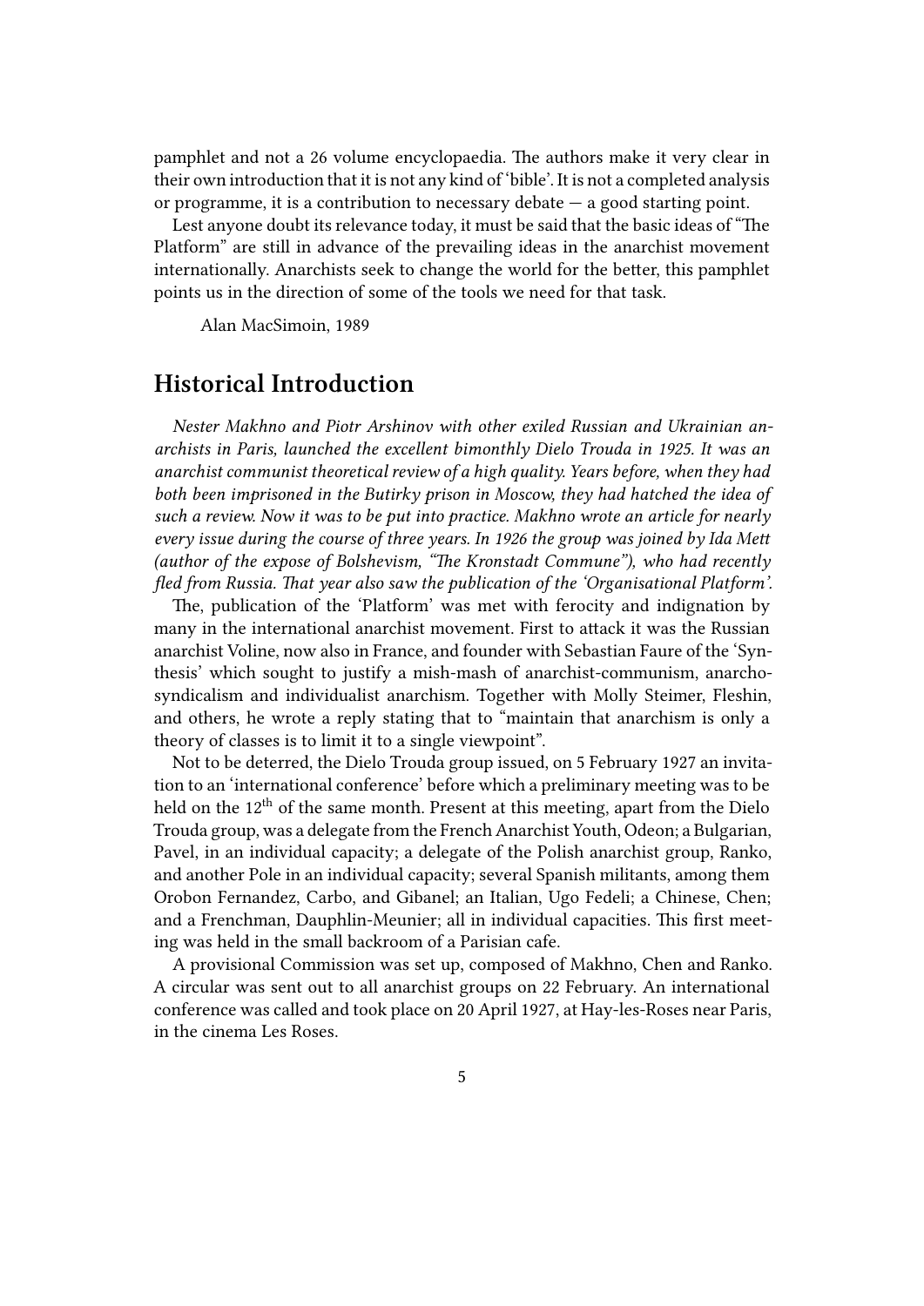pamphlet and not a 26 volume encyclopaedia. The authors make it very clear in their own introduction that it is not any kind of 'bible'. It is not a completed analysis or programme, it is a contribution to necessary debate — a good starting point.

Lest anyone doubt its relevance today, it must be said that the basic ideas of "The Platform" are still in advance of the prevailing ideas in the anarchist movement internationally. Anarchists seek to change the world for the better, this pamphlet points us in the direction of some of the tools we need for that task.

Alan MacSimoin, 1989

## Historical Introduction

*Nester Makhno and Piotr Arshinov with other exiled Russian and Ukrainian anarchists in Paris, launched the excellent bimonthly Dielo Trouda in 1925. It was an anarchist communist theoretical review of a high quality. Years before, when they had both been imprisoned in the Butirky prison in Moscow, they had hatched the idea of such a review. Now it was to be put into practice. Makhno wrote an article for nearly every issue during the course of three years. In 1926 the group was joined by Ida Mett (author of the expose of Bolshevism, "The Kronstadt Commune"), who had recently fled from Russia. That year also saw the publication of the 'Organisational Platform'.*

The, publication of the 'Platform' was met with ferocity and indignation by many in the international anarchist movement. First to attack it was the Russian anarchist Voline, now also in France, and founder with Sebastian Faure of the 'Synthesis' which sought to justify a mish-mash of anarchist-communism, anarcho-syndicalism and individualist anarchism. Together with Molly Steimer, Fleshin, and others, he wrote a reply stating that to "maintain that anarchism is only a theory of classes is to limit it to a single viewpoint".

Not to be deterred, the Dielo Trouda group issued, on 5 February 1927 an invitation to an 'international conference' before which a preliminary meeting was to be held on the 12th of the same month. Present at this meeting, apart from the Dielo Trouda group, was a delegate from the French Anarchist Youth, Odeon; a Bulgarian, Pavel, in an individual capacity; a delegate of the Polish anarchist group, Ranko, and another Pole in an individual capacity; several Spanish militants, among them Orobon Fernandez, Carbo, and Gibanel; an Italian, Ugo Fedeli; a Chinese, Chen; and a Frenchman, Dauphlin-Meunier; all in individual capacities. This first meeting was held in the small backroom of a Parisian cafe.

A provisional Commission was set up, composed of Makhno, Chen and Ranko. A circular was sent out to all anarchist groups on 22 February. An international conference was called and took place on 20 April 1927, at Hay-les-Roses near Paris, in the cinema Les Roses.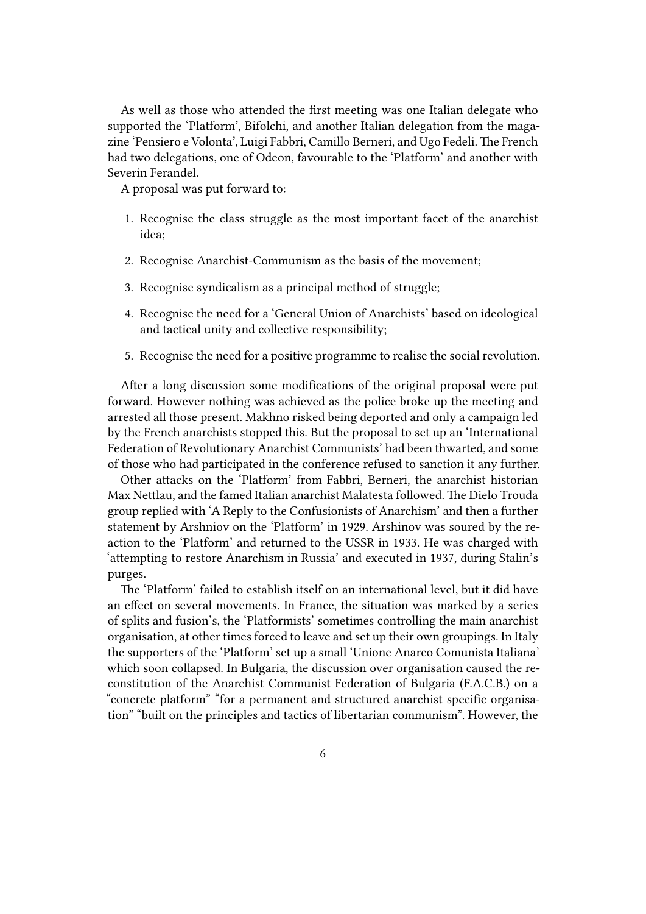As well as those who attended the first meeting was one Italian delegate who supported the 'Platform', Bifolchi, and another Italian delegation from the magazine 'Pensiero e Volonta', Luigi Fabbri, Camillo Berneri, and Ugo Fedeli. The French had two delegations, one of Odeon, favourable to the 'Platform' and another with Severin Ferandel.

A proposal was put forward to:

1. Recognise the class struggle as the most important facet of the anarchist idea;
2. Recognise Anarchist-Communism as the basis of the movement;
3. Recognise syndicalism as a principal method of struggle;
4. Recognise the need for a 'General Union of Anarchists' based on ideological and tactical unity and collective responsibility;
5. Recognise the need for a positive programme to realise the social revolution.

After a long discussion some modifications of the original proposal were put forward. However nothing was achieved as the police broke up the meeting and arrested all those present. Makhno risked being deported and only a campaign led by the French anarchists stopped this. But the proposal to set up an 'International Federation of Revolutionary Anarchist Communists' had been thwarted, and some of those who had participated in the conference refused to sanction it any further.

Other attacks on the 'Platform' from Fabbri, Berneri, the anarchist historian Max Nettlau, and the famed Italian anarchist Malatesta followed. The Dielo Trouda group replied with 'A Reply to the Confusionists of Anarchism' and then a further statement by Arshniov on the 'Platform' in 1929. Arshinov was soured by the reaction to the 'Platform' and returned to the USSR in 1933. He was charged with 'attempting to restore Anarchism in Russia' and executed in 1937, during Stalin's purges.

The 'Platform' failed to establish itself on an international level, but it did have an effect on several movements. In France, the situation was marked by a series of splits and fusion's, the 'Platformists' sometimes controlling the main anarchist organisation, at other times forced to leave and set up their own groupings. In Italy the supporters of the 'Platform' set up a small 'Unione Anarco Comunista Italiana' which soon collapsed. In Bulgaria, the discussion over organisation caused the reconstitution of the Anarchist Communist Federation of Bulgaria (F.A.C.B.) on a "concrete platform" "for a permanent and structured anarchist specific organisation" "built on the principles and tactics of libertarian communism". However, the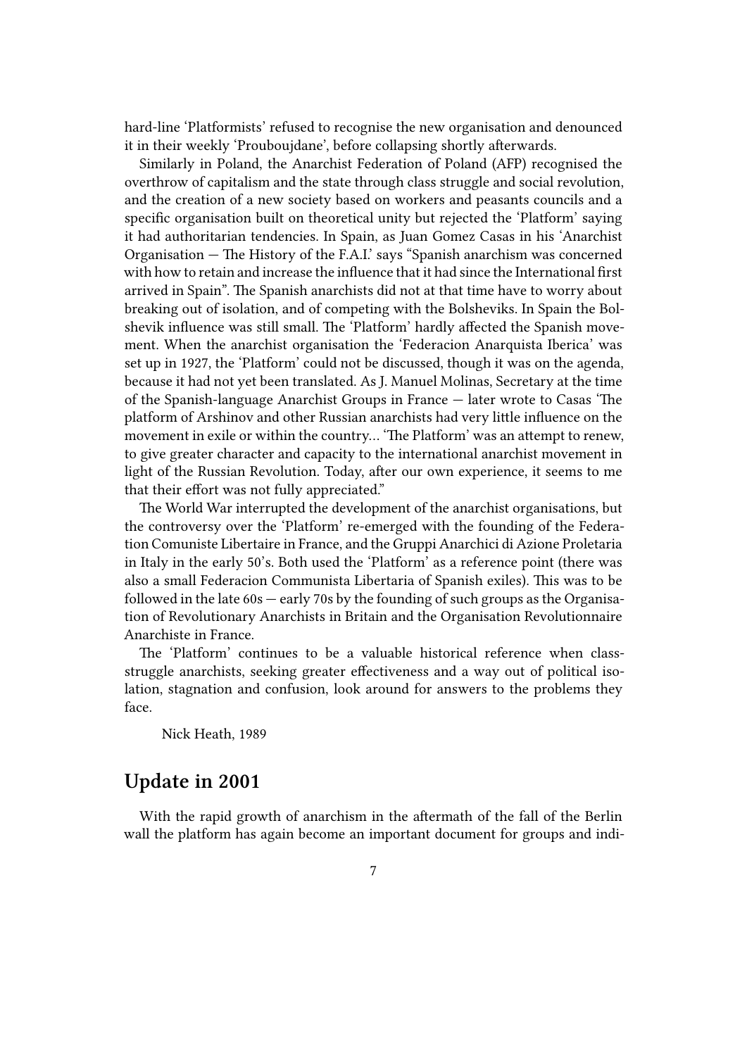hard-line 'Platformists' refused to recognise the new organisation and denounced it in their weekly 'Prouboujdane', before collapsing shortly afterwards.

Similarly in Poland, the Anarchist Federation of Poland (AFP) recognised the overthrow of capitalism and the state through class struggle and social revolution, and the creation of a new society based on workers and peasants councils and a specific organisation built on theoretical unity but rejected the 'Platform' saying it had authoritarian tendencies. In Spain, as Juan Gomez Casas in his 'Anarchist Organisation — The History of the F.A.I.' says "Spanish anarchism was concerned with how to retain and increase the influence that it had since the International first arrived in Spain". The Spanish anarchists did not at that time have to worry about breaking out of isolation, and of competing with the Bolsheviks. In Spain the Bolshevik influence was still small. The 'Platform' hardly affected the Spanish movement. When the anarchist organisation the 'Federacion Anarquista Iberica' was set up in 1927, the 'Platform' could not be discussed, though it was on the agenda, because it had not yet been translated. As J. Manuel Molinas, Secretary at the time of the Spanish-language Anarchist Groups in France — later wrote to Casas 'The platform of Arshinov and other Russian anarchists had very little influence on the movement in exile or within the country… 'The Platform' was an attempt to renew, to give greater character and capacity to the international anarchist movement in light of the Russian Revolution. Today, after our own experience, it seems to me that their effort was not fully appreciated."

The World War interrupted the development of the anarchist organisations, but the controversy over the 'Platform' re-emerged with the founding of the Federation Comuniste Libertaire in France, and the Gruppi Anarchici di Azione Proletaria in Italy in the early 50's. Both used the 'Platform' as a reference point (there was also a small Federacion Communista Libertaria of Spanish exiles). This was to be followed in the late 60s — early 70s by the founding of such groups as the Organisation of Revolutionary Anarchists in Britain and the Organisation Revolutionnaire Anarchiste in France.

The 'Platform' continues to be a valuable historical reference when class-struggle anarchists, seeking greater effectiveness and a way out of political isolation, stagnation and confusion, look around for answers to the problems they face.

Nick Heath, 1989

## Update in 2001

With the rapid growth of anarchism in the aftermath of the fall of the Berlin wall the platform has again become an important document for groups and indi-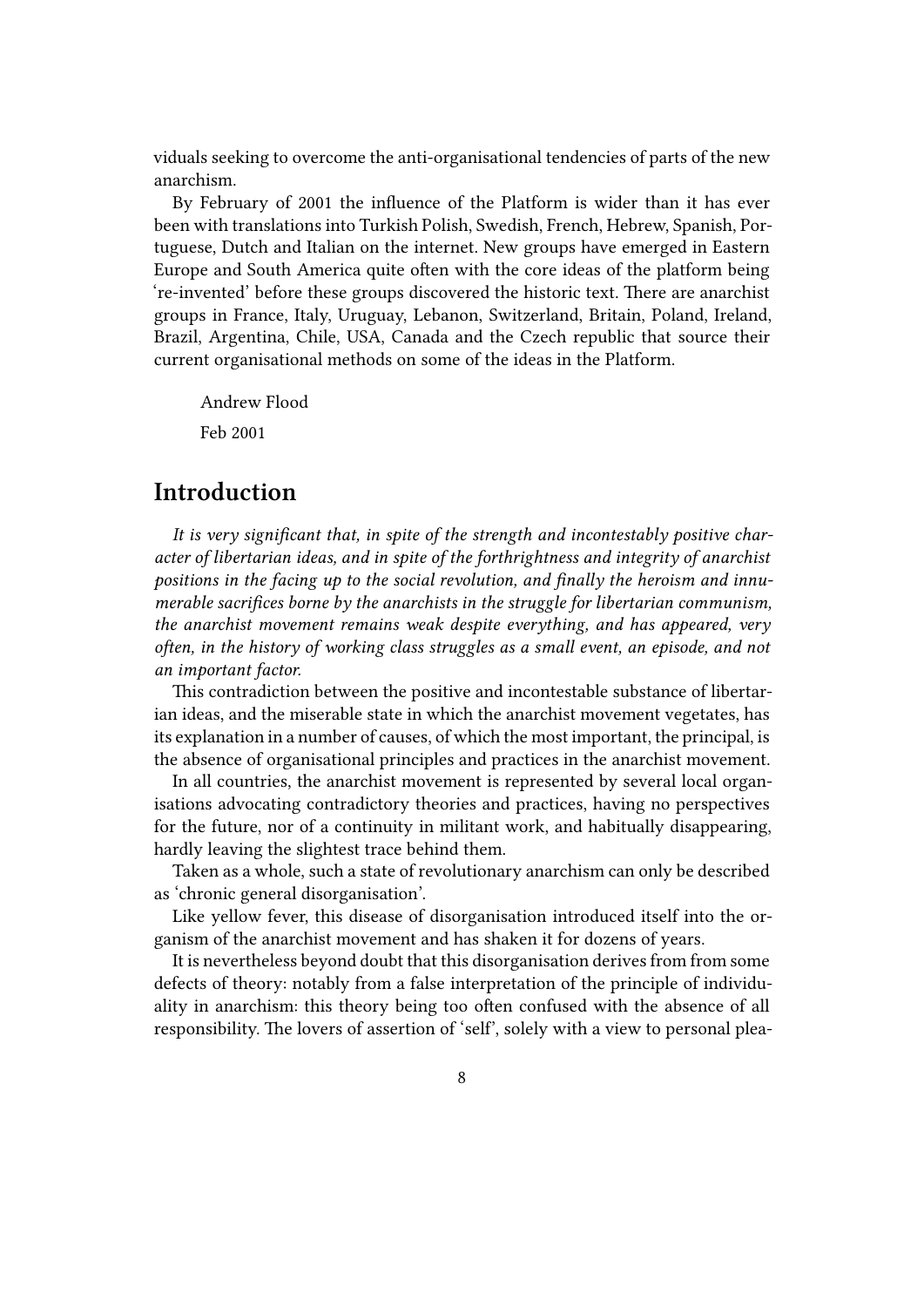viduals seeking to overcome the anti-organisational tendencies of parts of the new anarchism.

By February of 2001 the influence of the Platform is wider than it has ever been with translations into Turkish Polish, Swedish, French, Hebrew, Spanish, Portuguese, Dutch and Italian on the internet. New groups have emerged in Eastern Europe and South America quite often with the core ideas of the platform being 're-invented' before these groups discovered the historic text. There are anarchist groups in France, Italy, Uruguay, Lebanon, Switzerland, Britain, Poland, Ireland, Brazil, Argentina, Chile, USA, Canada and the Czech republic that source their current organisational methods on some of the ideas in the Platform.

Andrew Flood

Feb 2001

## Introduction

*It is very significant that, in spite of the strength and incontestably positive character of libertarian ideas, and in spite of the forthrightness and integrity of anarchist positions in the facing up to the social revolution, and finally the heroism and innumerable sacrifices borne by the anarchists in the struggle for libertarian communism, the anarchist movement remains weak despite everything, and has appeared, very often, in the history of working class struggles as a small event, an episode, and not an important factor.*

This contradiction between the positive and incontestable substance of libertarian ideas, and the miserable state in which the anarchist movement vegetates, has its explanation in a number of causes, of which the most important, the principal, is the absence of organisational principles and practices in the anarchist movement.

In all countries, the anarchist movement is represented by several local organisations advocating contradictory theories and practices, having no perspectives for the future, nor of a continuity in militant work, and habitually disappearing, hardly leaving the slightest trace behind them.

Taken as a whole, such a state of revolutionary anarchism can only be described as 'chronic general disorganisation'.

Like yellow fever, this disease of disorganisation introduced itself into the organism of the anarchist movement and has shaken it for dozens of years.

It is nevertheless beyond doubt that this disorganisation derives from from some defects of theory: notably from a false interpretation of the principle of individuality in anarchism: this theory being too often confused with the absence of all responsibility. The lovers of assertion of 'self', solely with a view to personal plea-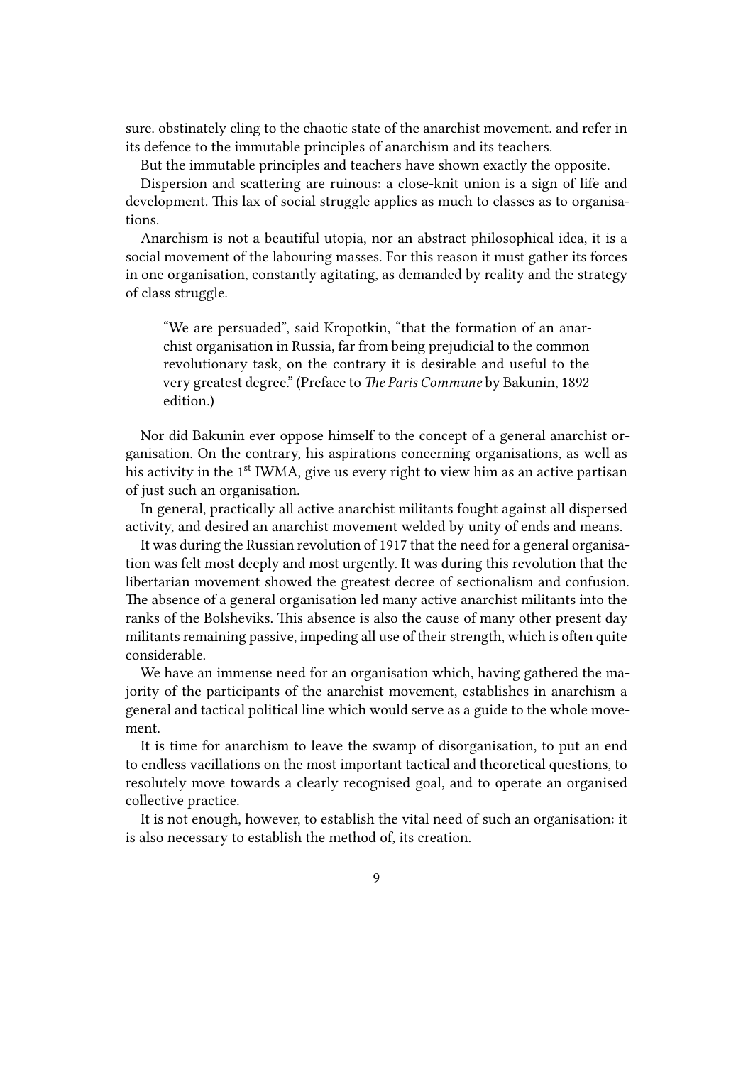sure. obstinately cling to the chaotic state of the anarchist movement. and refer in its defence to the immutable principles of anarchism and its teachers.

But the immutable principles and teachers have shown exactly the opposite.

Dispersion and scattering are ruinous: a close-knit union is a sign of life and development. This lax of social struggle applies as much to classes as to organisations.

Anarchism is not a beautiful utopia, nor an abstract philosophical idea, it is a social movement of the labouring masses. For this reason it must gather its forces in one organisation, constantly agitating, as demanded by reality and the strategy of class struggle.

> "We are persuaded", said Kropotkin, "that the formation of an anarchist organisation in Russia, far from being prejudicial to the common revolutionary task, on the contrary it is desirable and useful to the very greatest degree." (Preface to *The Paris Commune* by Bakunin, 1892 edition.)

Nor did Bakunin ever oppose himself to the concept of a general anarchist organisation. On the contrary, his aspirations concerning organisations, as well as his activity in the 1st IWMA, give us every right to view him as an active partisan of just such an organisation.

In general, practically all active anarchist militants fought against all dispersed activity, and desired an anarchist movement welded by unity of ends and means.

It was during the Russian revolution of 1917 that the need for a general organisation was felt most deeply and most urgently. It was during this revolution that the libertarian movement showed the greatest decree of sectionalism and confusion. The absence of a general organisation led many active anarchist militants into the ranks of the Bolsheviks. This absence is also the cause of many other present day militants remaining passive, impeding all use of their strength, which is often quite considerable.

We have an immense need for an organisation which, having gathered the majority of the participants of the anarchist movement, establishes in anarchism a general and tactical political line which would serve as a guide to the whole movement.

It is time for anarchism to leave the swamp of disorganisation, to put an end to endless vacillations on the most important tactical and theoretical questions, to resolutely move towards a clearly recognised goal, and to operate an organised collective practice.

It is not enough, however, to establish the vital need of such an organisation: it is also necessary to establish the method of, its creation.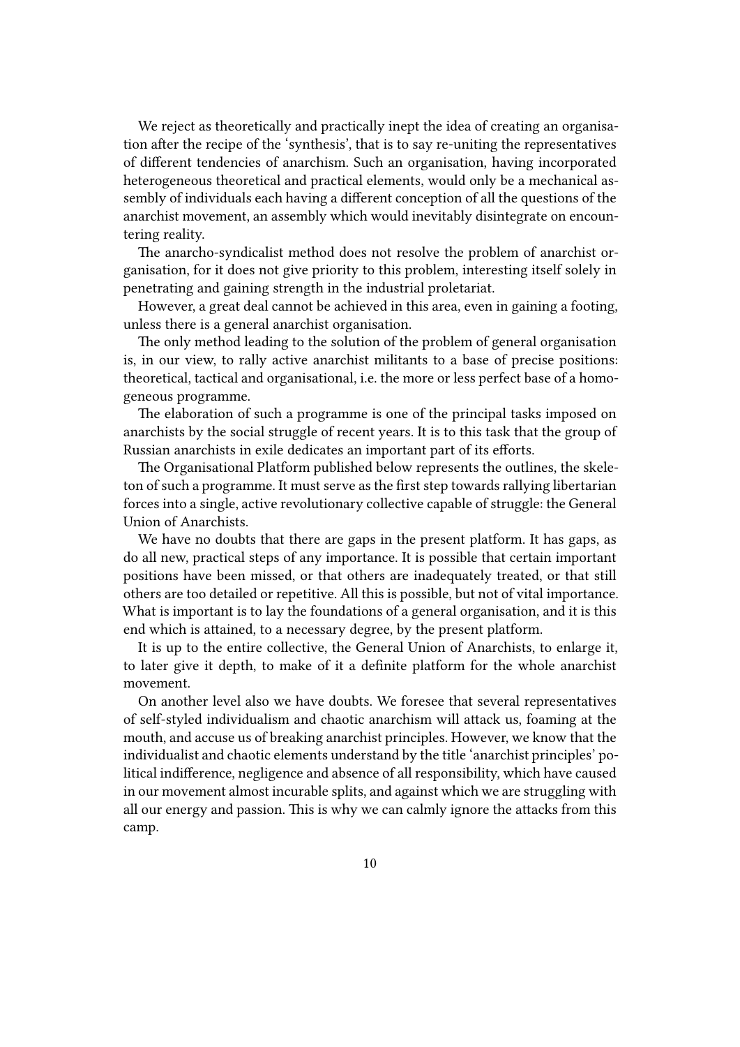We reject as theoretically and practically inept the idea of creating an organisation after the recipe of the 'synthesis', that is to say re-uniting the representatives of different tendencies of anarchism. Such an organisation, having incorporated heterogeneous theoretical and practical elements, would only be a mechanical assembly of individuals each having a different conception of all the questions of the anarchist movement, an assembly which would inevitably disintegrate on encountering reality.

The anarcho-syndicalist method does not resolve the problem of anarchist organisation, for it does not give priority to this problem, interesting itself solely in penetrating and gaining strength in the industrial proletariat.

However, a great deal cannot be achieved in this area, even in gaining a footing, unless there is a general anarchist organisation.

The only method leading to the solution of the problem of general organisation is, in our view, to rally active anarchist militants to a base of precise positions: theoretical, tactical and organisational, i.e. the more or less perfect base of a homogeneous programme.

The elaboration of such a programme is one of the principal tasks imposed on anarchists by the social struggle of recent years. It is to this task that the group of Russian anarchists in exile dedicates an important part of its efforts.

The Organisational Platform published below represents the outlines, the skeleton of such a programme. It must serve as the first step towards rallying libertarian forces into a single, active revolutionary collective capable of struggle: the General Union of Anarchists.

We have no doubts that there are gaps in the present platform. It has gaps, as do all new, practical steps of any importance. It is possible that certain important positions have been missed, or that others are inadequately treated, or that still others are too detailed or repetitive. All this is possible, but not of vital importance. What is important is to lay the foundations of a general organisation, and it is this end which is attained, to a necessary degree, by the present platform.

It is up to the entire collective, the General Union of Anarchists, to enlarge it, to later give it depth, to make of it a definite platform for the whole anarchist movement.

On another level also we have doubts. We foresee that several representatives of self-styled individualism and chaotic anarchism will attack us, foaming at the mouth, and accuse us of breaking anarchist principles. However, we know that the individualist and chaotic elements understand by the title 'anarchist principles' political indifference, negligence and absence of all responsibility, which have caused in our movement almost incurable splits, and against which we are struggling with all our energy and passion. This is why we can calmly ignore the attacks from this camp.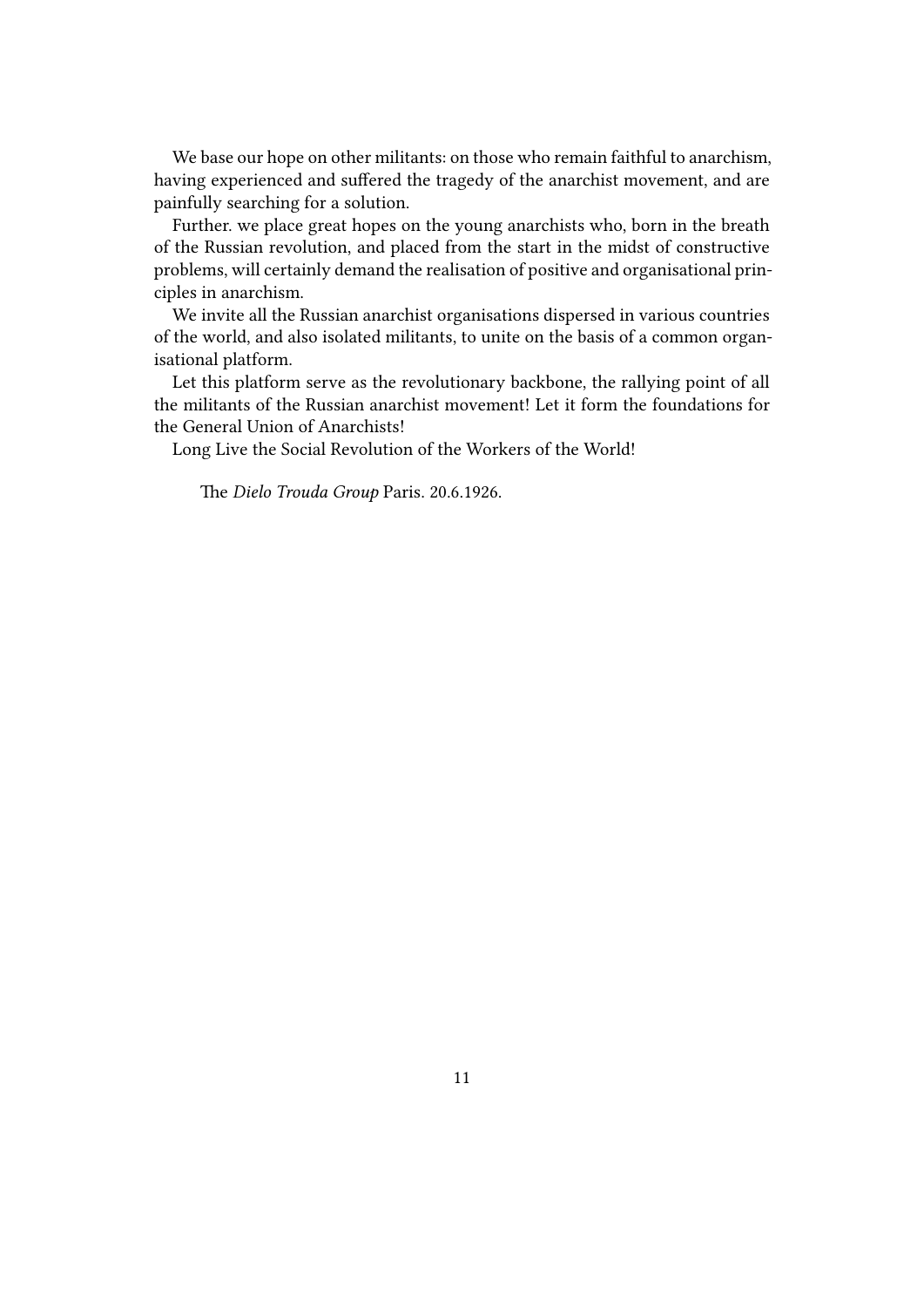We base our hope on other militants: on those who remain faithful to anarchism, having experienced and suffered the tragedy of the anarchist movement, and are painfully searching for a solution.

Further. we place great hopes on the young anarchists who, born in the breath of the Russian revolution, and placed from the start in the midst of constructive problems, will certainly demand the realisation of positive and organisational principles in anarchism.

We invite all the Russian anarchist organisations dispersed in various countries of the world, and also isolated militants, to unite on the basis of a common organisational platform.

Let this platform serve as the revolutionary backbone, the rallying point of all the militants of the Russian anarchist movement! Let it form the foundations for the General Union of Anarchists!

Long Live the Social Revolution of the Workers of the World!

The *Dielo Trouda Group* Paris. 20.6.1926.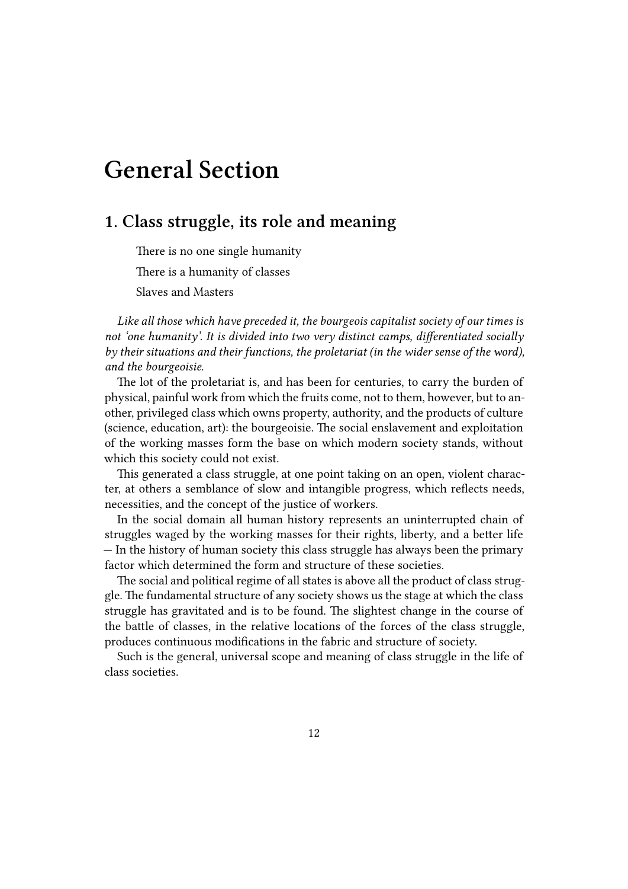# General Section

## 1. Class struggle, its role and meaning

There is no one single humanity

There is a humanity of classes

Slaves and Masters

*Like all those which have preceded it, the bourgeois capitalist society of our times is not 'one humanity'. It is divided into two very distinct camps, differentiated socially by their situations and their functions, the proletariat (in the wider sense of the word), and the bourgeoisie.*

The lot of the proletariat is, and has been for centuries, to carry the burden of physical, painful work from which the fruits come, not to them, however, but to another, privileged class which owns property, authority, and the products of culture (science, education, art): the bourgeoisie. The social enslavement and exploitation of the working masses form the base on which modern society stands, without which this society could not exist.

This generated a class struggle, at one point taking on an open, violent character, at others a semblance of slow and intangible progress, which reflects needs, necessities, and the concept of the justice of workers.

In the social domain all human history represents an uninterrupted chain of struggles waged by the working masses for their rights, liberty, and a better life — In the history of human society this class struggle has always been the primary factor which determined the form and structure of these societies.

The social and political regime of all states is above all the product of class struggle. The fundamental structure of any society shows us the stage at which the class struggle has gravitated and is to be found. The slightest change in the course of the battle of classes, in the relative locations of the forces of the class struggle, produces continuous modifications in the fabric and structure of society.

Such is the general, universal scope and meaning of class struggle in the life of class societies.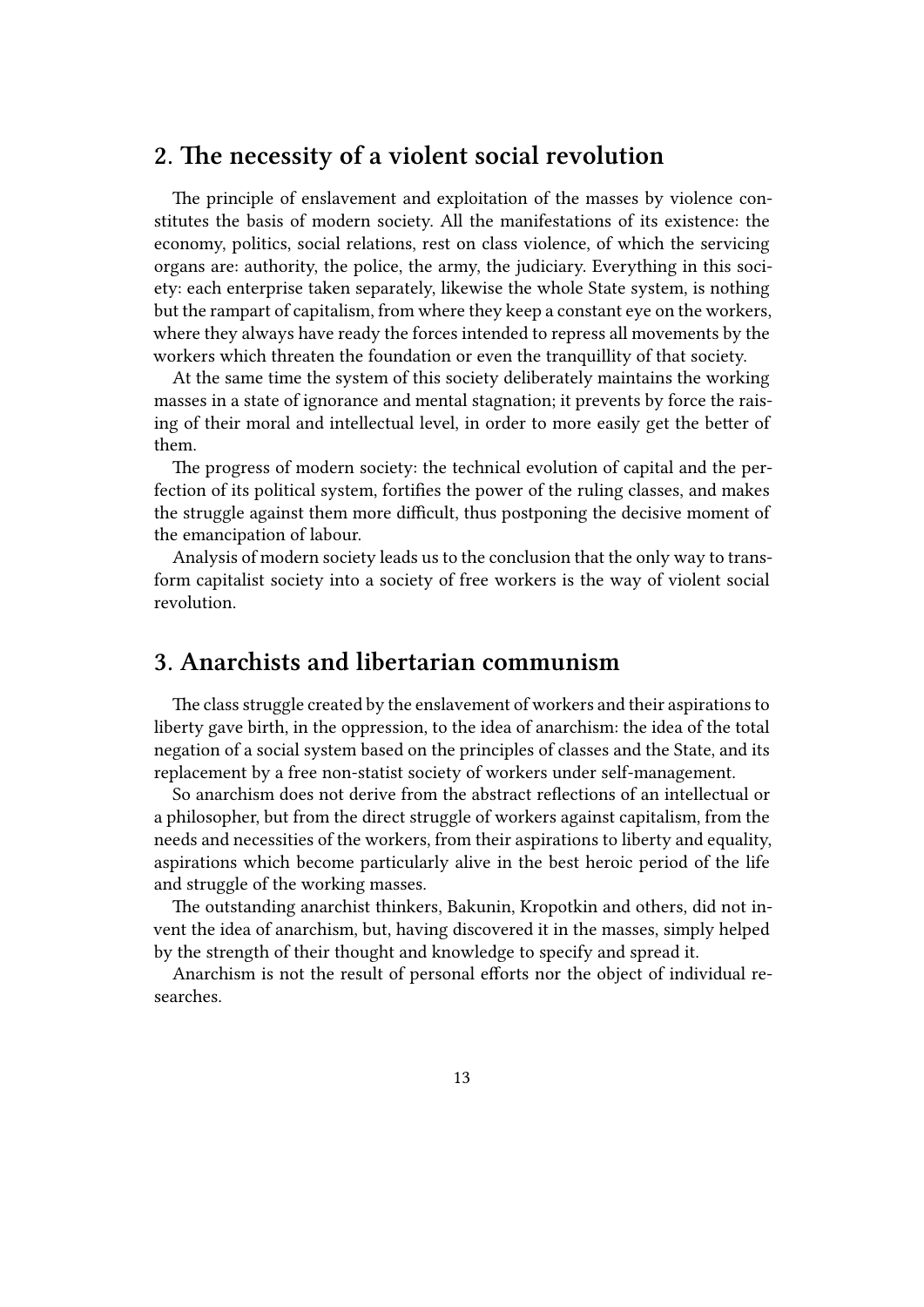## 2. The necessity of a violent social revolution

The principle of enslavement and exploitation of the masses by violence constitutes the basis of modern society. All the manifestations of its existence: the economy, politics, social relations, rest on class violence, of which the servicing organs are: authority, the police, the army, the judiciary. Everything in this society: each enterprise taken separately, likewise the whole State system, is nothing but the rampart of capitalism, from where they keep a constant eye on the workers, where they always have ready the forces intended to repress all movements by the workers which threaten the foundation or even the tranquillity of that society.

At the same time the system of this society deliberately maintains the working masses in a state of ignorance and mental stagnation; it prevents by force the raising of their moral and intellectual level, in order to more easily get the better of them.

The progress of modern society: the technical evolution of capital and the perfection of its political system, fortifies the power of the ruling classes, and makes the struggle against them more difficult, thus postponing the decisive moment of the emancipation of labour.

Analysis of modern society leads us to the conclusion that the only way to transform capitalist society into a society of free workers is the way of violent social revolution.

## 3. Anarchists and libertarian communism

The class struggle created by the enslavement of workers and their aspirations to liberty gave birth, in the oppression, to the idea of anarchism: the idea of the total negation of a social system based on the principles of classes and the State, and its replacement by a free non-statist society of workers under self-management.

So anarchism does not derive from the abstract reflections of an intellectual or a philosopher, but from the direct struggle of workers against capitalism, from the needs and necessities of the workers, from their aspirations to liberty and equality, aspirations which become particularly alive in the best heroic period of the life and struggle of the working masses.

The outstanding anarchist thinkers, Bakunin, Kropotkin and others, did not invent the idea of anarchism, but, having discovered it in the masses, simply helped by the strength of their thought and knowledge to specify and spread it.

Anarchism is not the result of personal efforts nor the object of individual researches.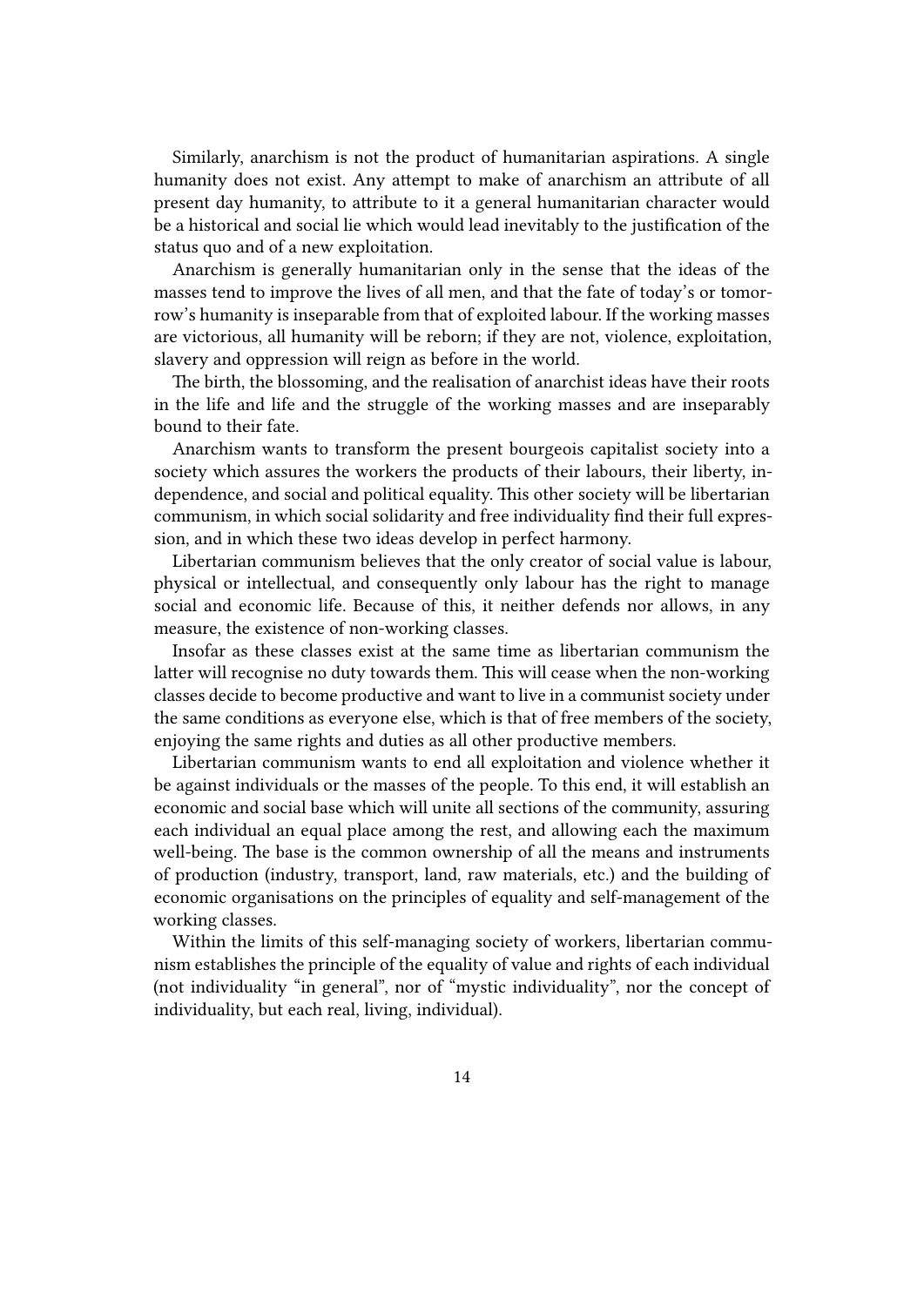Similarly, anarchism is not the product of humanitarian aspirations. A single humanity does not exist. Any attempt to make of anarchism an attribute of all present day humanity, to attribute to it a general humanitarian character would be a historical and social lie which would lead inevitably to the justification of the status quo and of a new exploitation.

Anarchism is generally humanitarian only in the sense that the ideas of the masses tend to improve the lives of all men, and that the fate of today's or tomorrow's humanity is inseparable from that of exploited labour. If the working masses are victorious, all humanity will be reborn; if they are not, violence, exploitation, slavery and oppression will reign as before in the world.

The birth, the blossoming, and the realisation of anarchist ideas have their roots in the life and life and the struggle of the working masses and are inseparably bound to their fate.

Anarchism wants to transform the present bourgeois capitalist society into a society which assures the workers the products of their labours, their liberty, independence, and social and political equality. This other society will be libertarian communism, in which social solidarity and free individuality find their full expression, and in which these two ideas develop in perfect harmony.

Libertarian communism believes that the only creator of social value is labour, physical or intellectual, and consequently only labour has the right to manage social and economic life. Because of this, it neither defends nor allows, in any measure, the existence of non-working classes.

Insofar as these classes exist at the same time as libertarian communism the latter will recognise no duty towards them. This will cease when the non-working classes decide to become productive and want to live in a communist society under the same conditions as everyone else, which is that of free members of the society, enjoying the same rights and duties as all other productive members.

Libertarian communism wants to end all exploitation and violence whether it be against individuals or the masses of the people. To this end, it will establish an economic and social base which will unite all sections of the community, assuring each individual an equal place among the rest, and allowing each the maximum well-being. The base is the common ownership of all the means and instruments of production (industry, transport, land, raw materials, etc.) and the building of economic organisations on the principles of equality and self-management of the working classes.

Within the limits of this self-managing society of workers, libertarian communism establishes the principle of the equality of value and rights of each individual (not individuality "in general", nor of "mystic individuality", nor the concept of individuality, but each real, living, individual).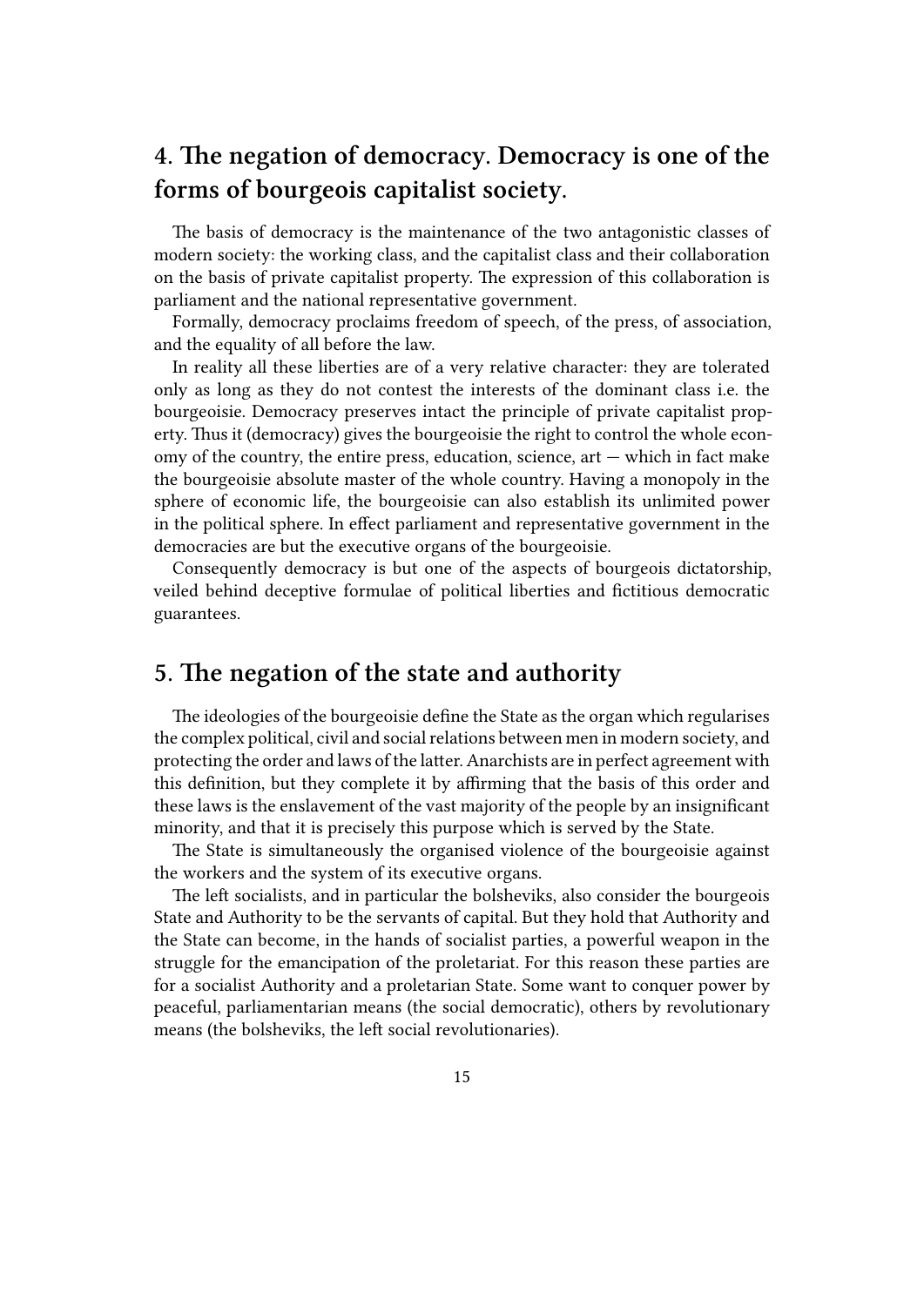## 4. The negation of democracy. Democracy is one of the forms of bourgeois capitalist society.

The basis of democracy is the maintenance of the two antagonistic classes of modern society: the working class, and the capitalist class and their collaboration on the basis of private capitalist property. The expression of this collaboration is parliament and the national representative government.

Formally, democracy proclaims freedom of speech, of the press, of association, and the equality of all before the law.

In reality all these liberties are of a very relative character: they are tolerated only as long as they do not contest the interests of the dominant class i.e. the bourgeoisie. Democracy preserves intact the principle of private capitalist property. Thus it (democracy) gives the bourgeoisie the right to control the whole economy of the country, the entire press, education, science, art — which in fact make the bourgeoisie absolute master of the whole country. Having a monopoly in the sphere of economic life, the bourgeoisie can also establish its unlimited power in the political sphere. In effect parliament and representative government in the democracies are but the executive organs of the bourgeoisie.

Consequently democracy is but one of the aspects of bourgeois dictatorship, veiled behind deceptive formulae of political liberties and fictitious democratic guarantees.

## 5. The negation of the state and authority

The ideologies of the bourgeoisie define the State as the organ which regularises the complex political, civil and social relations between men in modern society, and protecting the order and laws of the latter. Anarchists are in perfect agreement with this definition, but they complete it by affirming that the basis of this order and these laws is the enslavement of the vast majority of the people by an insignificant minority, and that it is precisely this purpose which is served by the State.

The State is simultaneously the organised violence of the bourgeoisie against the workers and the system of its executive organs.

The left socialists, and in particular the bolsheviks, also consider the bourgeois State and Authority to be the servants of capital. But they hold that Authority and the State can become, in the hands of socialist parties, a powerful weapon in the struggle for the emancipation of the proletariat. For this reason these parties are for a socialist Authority and a proletarian State. Some want to conquer power by peaceful, parliamentarian means (the social democratic), others by revolutionary means (the bolsheviks, the left social revolutionaries).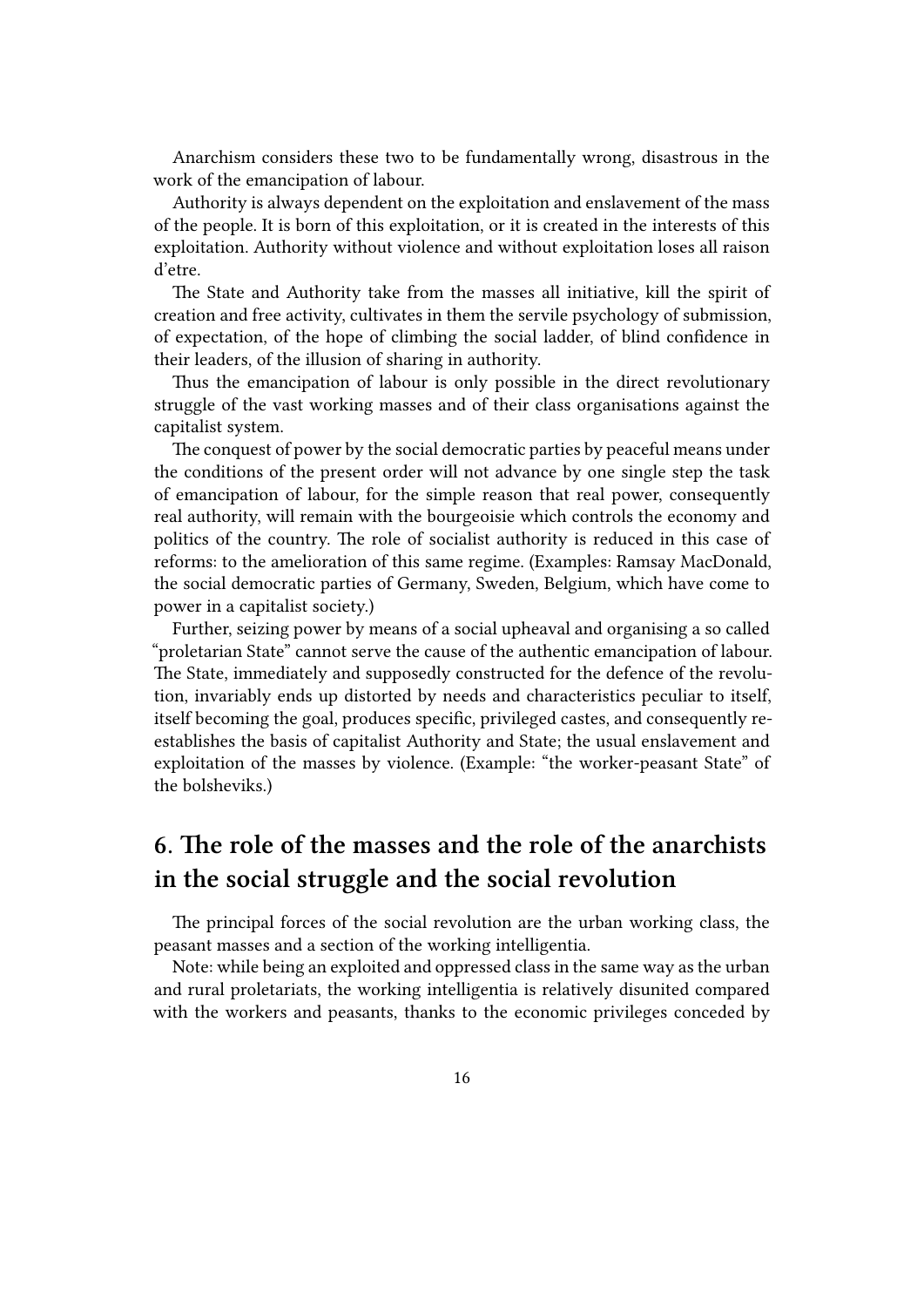Anarchism considers these two to be fundamentally wrong, disastrous in the work of the emancipation of labour.

Authority is always dependent on the exploitation and enslavement of the mass of the people. It is born of this exploitation, or it is created in the interests of this exploitation. Authority without violence and without exploitation loses all raison d'etre.

The State and Authority take from the masses all initiative, kill the spirit of creation and free activity, cultivates in them the servile psychology of submission, of expectation, of the hope of climbing the social ladder, of blind confidence in their leaders, of the illusion of sharing in authority.

Thus the emancipation of labour is only possible in the direct revolutionary struggle of the vast working masses and of their class organisations against the capitalist system.

The conquest of power by the social democratic parties by peaceful means under the conditions of the present order will not advance by one single step the task of emancipation of labour, for the simple reason that real power, consequently real authority, will remain with the bourgeoisie which controls the economy and politics of the country. The role of socialist authority is reduced in this case of reforms: to the amelioration of this same regime. (Examples: Ramsay MacDonald, the social democratic parties of Germany, Sweden, Belgium, which have come to power in a capitalist society.)

Further, seizing power by means of a social upheaval and organising a so called "proletarian State" cannot serve the cause of the authentic emancipation of labour. The State, immediately and supposedly constructed for the defence of the revolution, invariably ends up distorted by needs and characteristics peculiar to itself, itself becoming the goal, produces specific, privileged castes, and consequently re-establishes the basis of capitalist Authority and State; the usual enslavement and exploitation of the masses by violence. (Example: "the worker-peasant State" of the bolsheviks.)

## 6. The role of the masses and the role of the anarchists in the social struggle and the social revolution

The principal forces of the social revolution are the urban working class, the peasant masses and a section of the working intelligentia.

Note: while being an exploited and oppressed class in the same way as the urban and rural proletariats, the working intelligentia is relatively disunited compared with the workers and peasants, thanks to the economic privileges conceded by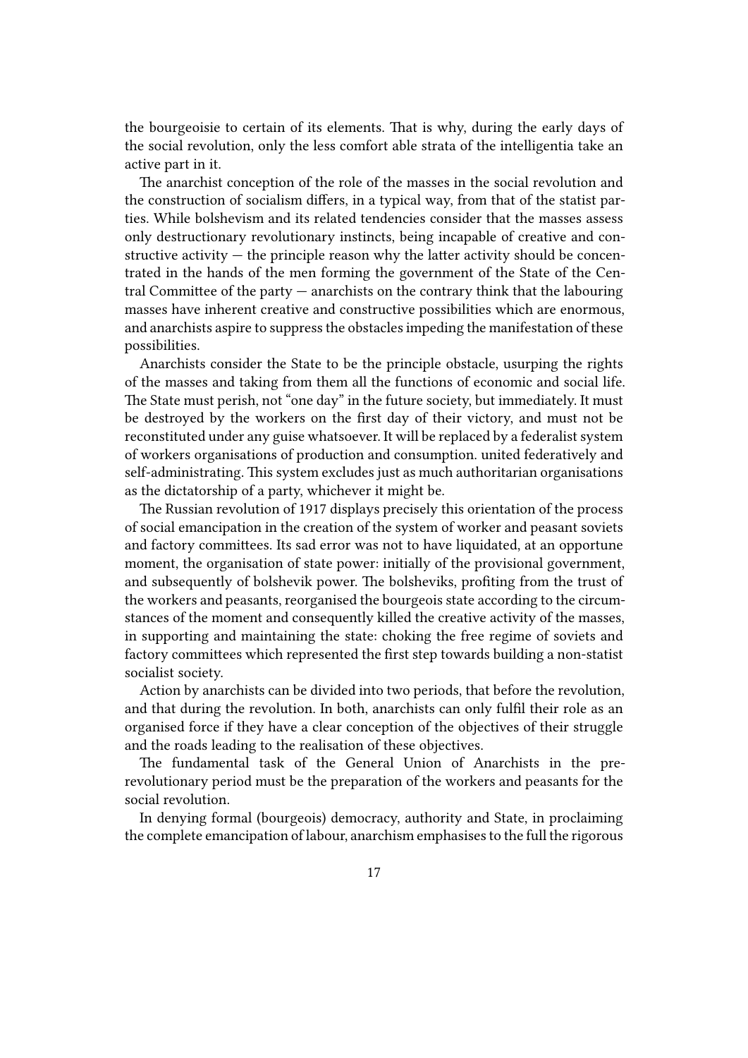the bourgeoisie to certain of its elements. That is why, during the early days of the social revolution, only the less comfort able strata of the intelligentia take an active part in it.

The anarchist conception of the role of the masses in the social revolution and the construction of socialism differs, in a typical way, from that of the statist parties. While bolshevism and its related tendencies consider that the masses assess only destructionary revolutionary instincts, being incapable of creative and constructive activity — the principle reason why the latter activity should be concentrated in the hands of the men forming the government of the State of the Central Committee of the party — anarchists on the contrary think that the labouring masses have inherent creative and constructive possibilities which are enormous, and anarchists aspire to suppress the obstacles impeding the manifestation of these possibilities.

Anarchists consider the State to be the principle obstacle, usurping the rights of the masses and taking from them all the functions of economic and social life. The State must perish, not "one day" in the future society, but immediately. It must be destroyed by the workers on the first day of their victory, and must not be reconstituted under any guise whatsoever. It will be replaced by a federalist system of workers organisations of production and consumption. united federatively and self-administrating. This system excludes just as much authoritarian organisations as the dictatorship of a party, whichever it might be.

The Russian revolution of 1917 displays precisely this orientation of the process of social emancipation in the creation of the system of worker and peasant soviets and factory committees. Its sad error was not to have liquidated, at an opportune moment, the organisation of state power: initially of the provisional government, and subsequently of bolshevik power. The bolsheviks, profiting from the trust of the workers and peasants, reorganised the bourgeois state according to the circumstances of the moment and consequently killed the creative activity of the masses, in supporting and maintaining the state: choking the free regime of soviets and factory committees which represented the first step towards building a non-statist socialist society.

Action by anarchists can be divided into two periods, that before the revolution, and that during the revolution. In both, anarchists can only fulfil their role as an organised force if they have a clear conception of the objectives of their struggle and the roads leading to the realisation of these objectives.

The fundamental task of the General Union of Anarchists in the pre-revolutionary period must be the preparation of the workers and peasants for the social revolution.

In denying formal (bourgeois) democracy, authority and State, in proclaiming the complete emancipation of labour, anarchism emphasises to the full the rigorous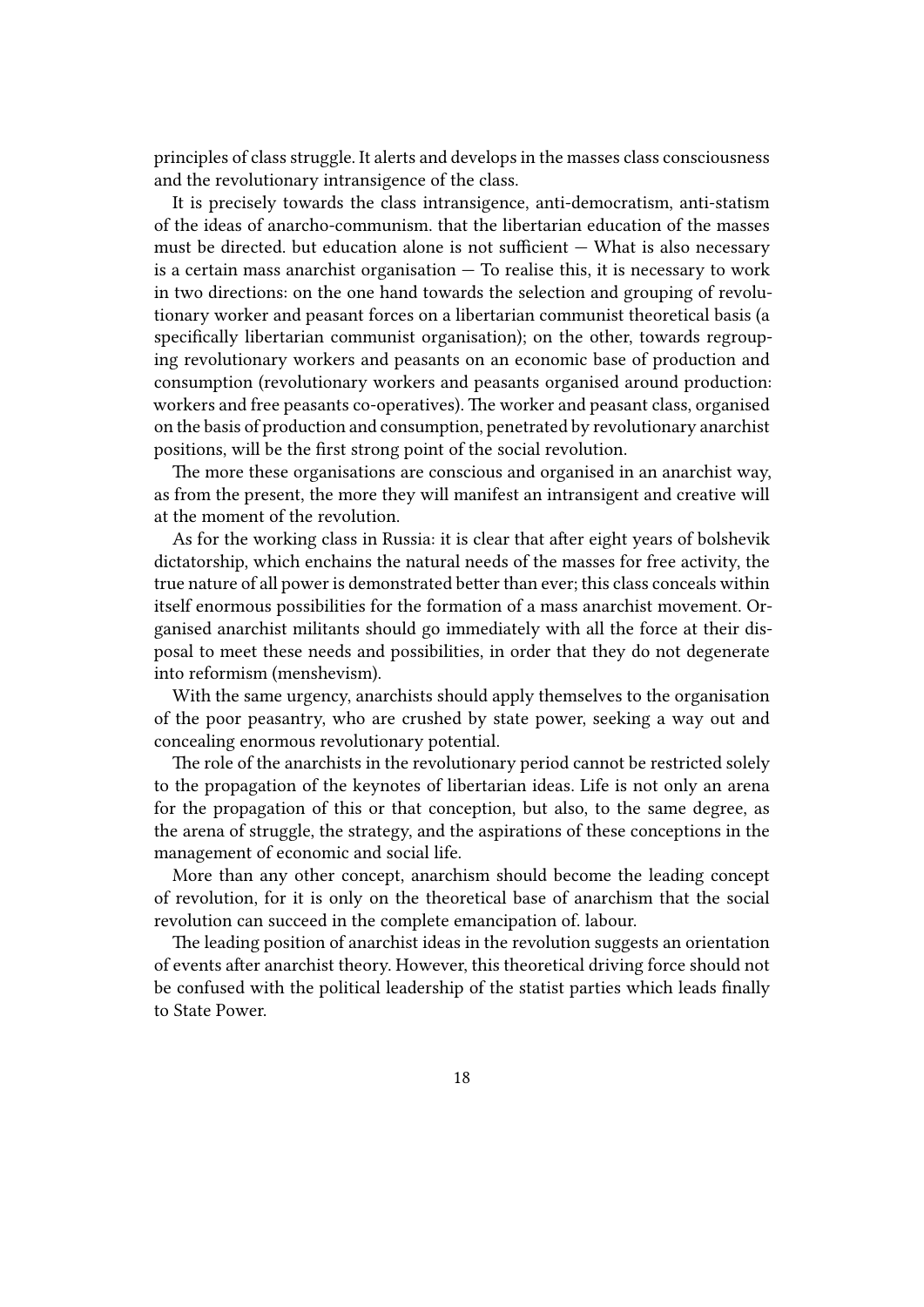principles of class struggle. It alerts and develops in the masses class consciousness and the revolutionary intransigence of the class.

It is precisely towards the class intransigence, anti-democratism, anti-statism of the ideas of anarcho-communism. that the libertarian education of the masses must be directed. but education alone is not sufficient — What is also necessary is a certain mass anarchist organisation — To realise this, it is necessary to work in two directions: on the one hand towards the selection and grouping of revolutionary worker and peasant forces on a libertarian communist theoretical basis (a specifically libertarian communist organisation); on the other, towards regrouping revolutionary workers and peasants on an economic base of production and consumption (revolutionary workers and peasants organised around production: workers and free peasants co-operatives). The worker and peasant class, organised on the basis of production and consumption, penetrated by revolutionary anarchist positions, will be the first strong point of the social revolution.

The more these organisations are conscious and organised in an anarchist way, as from the present, the more they will manifest an intransigent and creative will at the moment of the revolution.

As for the working class in Russia: it is clear that after eight years of bolshevik dictatorship, which enchains the natural needs of the masses for free activity, the true nature of all power is demonstrated better than ever; this class conceals within itself enormous possibilities for the formation of a mass anarchist movement. Organised anarchist militants should go immediately with all the force at their disposal to meet these needs and possibilities, in order that they do not degenerate into reformism (menshevism).

With the same urgency, anarchists should apply themselves to the organisation of the poor peasantry, who are crushed by state power, seeking a way out and concealing enormous revolutionary potential.

The role of the anarchists in the revolutionary period cannot be restricted solely to the propagation of the keynotes of libertarian ideas. Life is not only an arena for the propagation of this or that conception, but also, to the same degree, as the arena of struggle, the strategy, and the aspirations of these conceptions in the management of economic and social life.

More than any other concept, anarchism should become the leading concept of revolution, for it is only on the theoretical base of anarchism that the social revolution can succeed in the complete emancipation of. labour.

The leading position of anarchist ideas in the revolution suggests an orientation of events after anarchist theory. However, this theoretical driving force should not be confused with the political leadership of the statist parties which leads finally to State Power.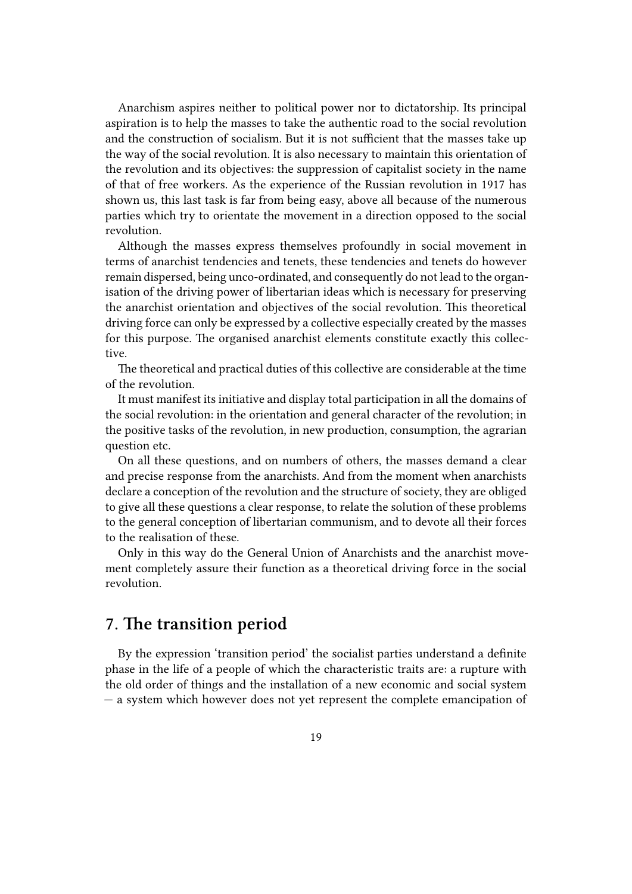Anarchism aspires neither to political power nor to dictatorship. Its principal aspiration is to help the masses to take the authentic road to the social revolution and the construction of socialism. But it is not sufficient that the masses take up the way of the social revolution. It is also necessary to maintain this orientation of the revolution and its objectives: the suppression of capitalist society in the name of that of free workers. As the experience of the Russian revolution in 1917 has shown us, this last task is far from being easy, above all because of the numerous parties which try to orientate the movement in a direction opposed to the social revolution.

Although the masses express themselves profoundly in social movement in terms of anarchist tendencies and tenets, these tendencies and tenets do however remain dispersed, being unco-ordinated, and consequently do not lead to the organisation of the driving power of libertarian ideas which is necessary for preserving the anarchist orientation and objectives of the social revolution. This theoretical driving force can only be expressed by a collective especially created by the masses for this purpose. The organised anarchist elements constitute exactly this collective.

The theoretical and practical duties of this collective are considerable at the time of the revolution.

It must manifest its initiative and display total participation in all the domains of the social revolution: in the orientation and general character of the revolution; in the positive tasks of the revolution, in new production, consumption, the agrarian question etc.

On all these questions, and on numbers of others, the masses demand a clear and precise response from the anarchists. And from the moment when anarchists declare a conception of the revolution and the structure of society, they are obliged to give all these questions a clear response, to relate the solution of these problems to the general conception of libertarian communism, and to devote all their forces to the realisation of these.

Only in this way do the General Union of Anarchists and the anarchist movement completely assure their function as a theoretical driving force in the social revolution.

## 7. The transition period

By the expression 'transition period' the socialist parties understand a definite phase in the life of a people of which the characteristic traits are: a rupture with the old order of things and the installation of a new economic and social system — a system which however does not yet represent the complete emancipation of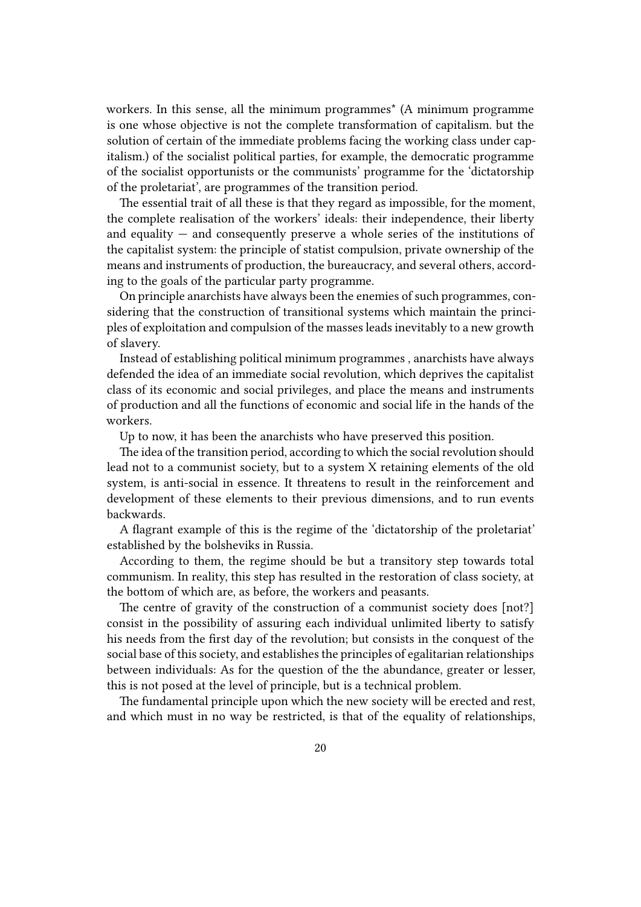workers. In this sense, all the minimum programmes* (A minimum programme is one whose objective is not the complete transformation of capitalism. but the solution of certain of the immediate problems facing the working class under capitalism.) of the socialist political parties, for example, the democratic programme of the socialist opportunists or the communists' programme for the 'dictatorship of the proletariat', are programmes of the transition period.

The essential trait of all these is that they regard as impossible, for the moment, the complete realisation of the workers' ideals: their independence, their liberty and equality — and consequently preserve a whole series of the institutions of the capitalist system: the principle of statist compulsion, private ownership of the means and instruments of production, the bureaucracy, and several others, according to the goals of the particular party programme.

On principle anarchists have always been the enemies of such programmes, considering that the construction of transitional systems which maintain the principles of exploitation and compulsion of the masses leads inevitably to a new growth of slavery.

Instead of establishing political minimum programmes , anarchists have always defended the idea of an immediate social revolution, which deprives the capitalist class of its economic and social privileges, and place the means and instruments of production and all the functions of economic and social life in the hands of the workers.

Up to now, it has been the anarchists who have preserved this position.

The idea of the transition period, according to which the social revolution should lead not to a communist society, but to a system X retaining elements of the old system, is anti-social in essence. It threatens to result in the reinforcement and development of these elements to their previous dimensions, and to run events backwards.

A flagrant example of this is the regime of the 'dictatorship of the proletariat' established by the bolsheviks in Russia.

According to them, the regime should be but a transitory step towards total communism. In reality, this step has resulted in the restoration of class society, at the bottom of which are, as before, the workers and peasants.

The centre of gravity of the construction of a communist society does [not?] consist in the possibility of assuring each individual unlimited liberty to satisfy his needs from the first day of the revolution; but consists in the conquest of the social base of this society, and establishes the principles of egalitarian relationships between individuals: As for the question of the the abundance, greater or lesser, this is not posed at the level of principle, but is a technical problem.

The fundamental principle upon which the new society will be erected and rest, and which must in no way be restricted, is that of the equality of relationships,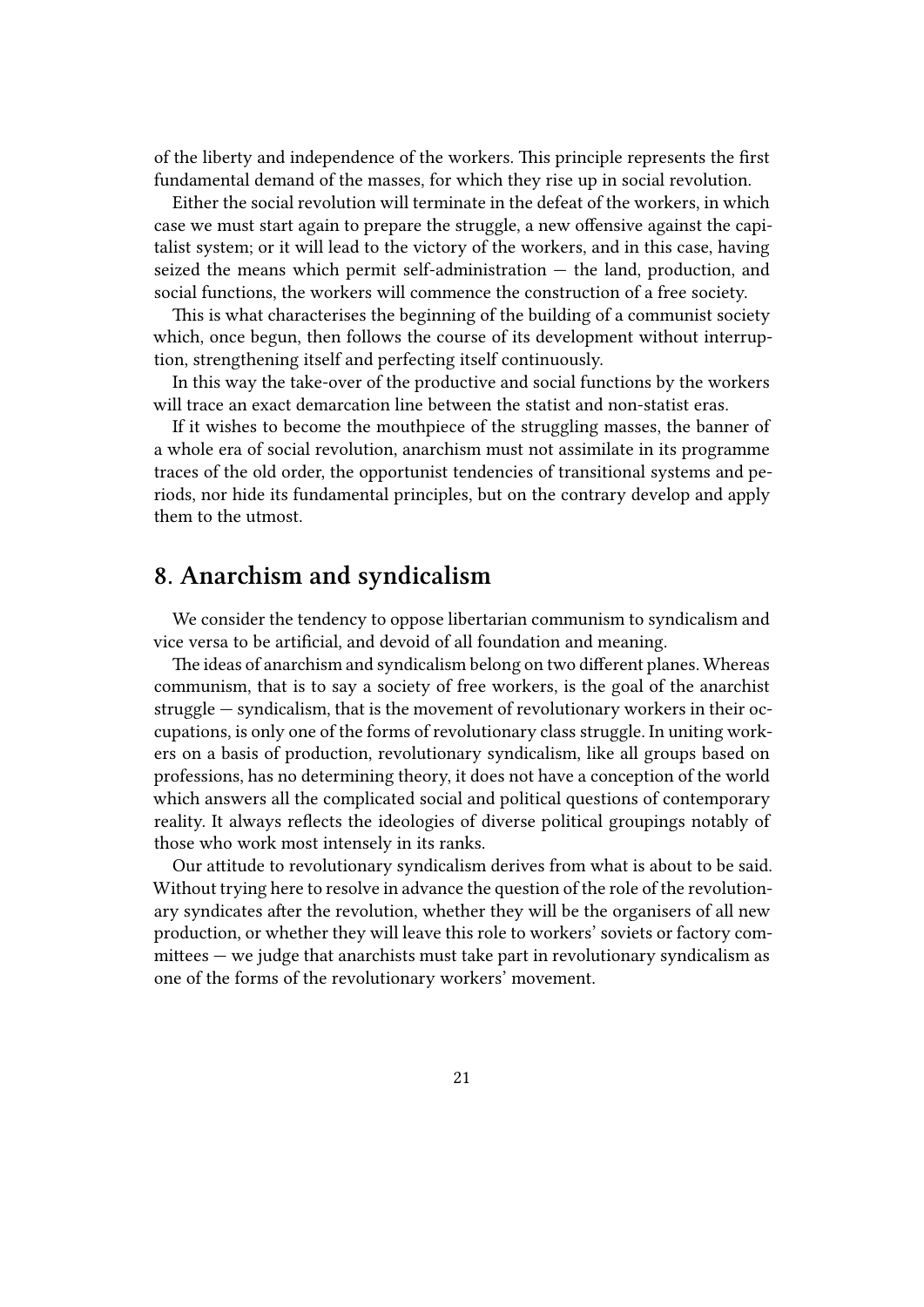of the liberty and independence of the workers. This principle represents the first fundamental demand of the masses, for which they rise up in social revolution.

Either the social revolution will terminate in the defeat of the workers, in which case we must start again to prepare the struggle, a new offensive against the capitalist system; or it will lead to the victory of the workers, and in this case, having seized the means which permit self-administration — the land, production, and social functions, the workers will commence the construction of a free society.

This is what characterises the beginning of the building of a communist society which, once begun, then follows the course of its development without interruption, strengthening itself and perfecting itself continuously.

In this way the take-over of the productive and social functions by the workers will trace an exact demarcation line between the statist and non-statist eras.

If it wishes to become the mouthpiece of the struggling masses, the banner of a whole era of social revolution, anarchism must not assimilate in its programme traces of the old order, the opportunist tendencies of transitional systems and periods, nor hide its fundamental principles, but on the contrary develop and apply them to the utmost.

## 8. Anarchism and syndicalism

We consider the tendency to oppose libertarian communism to syndicalism and vice versa to be artificial, and devoid of all foundation and meaning.

The ideas of anarchism and syndicalism belong on two different planes. Whereas communism, that is to say a society of free workers, is the goal of the anarchist struggle — syndicalism, that is the movement of revolutionary workers in their occupations, is only one of the forms of revolutionary class struggle. In uniting workers on a basis of production, revolutionary syndicalism, like all groups based on professions, has no determining theory, it does not have a conception of the world which answers all the complicated social and political questions of contemporary reality. It always reflects the ideologies of diverse political groupings notably of those who work most intensely in its ranks.

Our attitude to revolutionary syndicalism derives from what is about to be said. Without trying here to resolve in advance the question of the role of the revolutionary syndicates after the revolution, whether they will be the organisers of all new production, or whether they will leave this role to workers' soviets or factory committees — we judge that anarchists must take part in revolutionary syndicalism as one of the forms of the revolutionary workers' movement.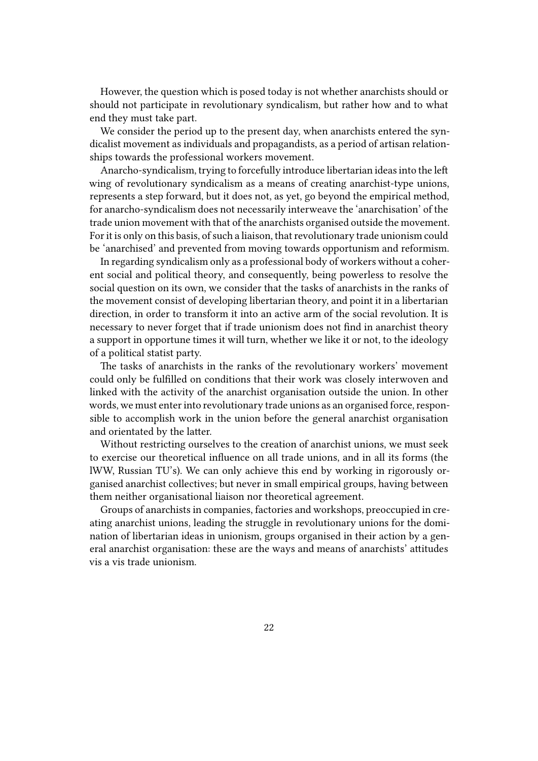However, the question which is posed today is not whether anarchists should or should not participate in revolutionary syndicalism, but rather how and to what end they must take part.

We consider the period up to the present day, when anarchists entered the syndicalist movement as individuals and propagandists, as a period of artisan relationships towards the professional workers movement.

Anarcho-syndicalism, trying to forcefully introduce libertarian ideas into the left wing of revolutionary syndicalism as a means of creating anarchist-type unions, represents a step forward, but it does not, as yet, go beyond the empirical method, for anarcho-syndicalism does not necessarily interweave the 'anarchisation' of the trade union movement with that of the anarchists organised outside the movement. For it is only on this basis, of such a liaison, that revolutionary trade unionism could be 'anarchised' and prevented from moving towards opportunism and reformism.

In regarding syndicalism only as a professional body of workers without a coherent social and political theory, and consequently, being powerless to resolve the social question on its own, we consider that the tasks of anarchists in the ranks of the movement consist of developing libertarian theory, and point it in a libertarian direction, in order to transform it into an active arm of the social revolution. It is necessary to never forget that if trade unionism does not find in anarchist theory a support in opportune times it will turn, whether we like it or not, to the ideology of a political statist party.

The tasks of anarchists in the ranks of the revolutionary workers' movement could only be fulfilled on conditions that their work was closely interwoven and linked with the activity of the anarchist organisation outside the union. In other words, we must enter into revolutionary trade unions as an organised force, responsible to accomplish work in the union before the general anarchist organisation and orientated by the latter.

Without restricting ourselves to the creation of anarchist unions, we must seek to exercise our theoretical influence on all trade unions, and in all its forms (the lWW, Russian TU's). We can only achieve this end by working in rigorously organised anarchist collectives; but never in small empirical groups, having between them neither organisational liaison nor theoretical agreement.

Groups of anarchists in companies, factories and workshops, preoccupied in creating anarchist unions, leading the struggle in revolutionary unions for the domination of libertarian ideas in unionism, groups organised in their action by a general anarchist organisation: these are the ways and means of anarchists' attitudes vis a vis trade unionism.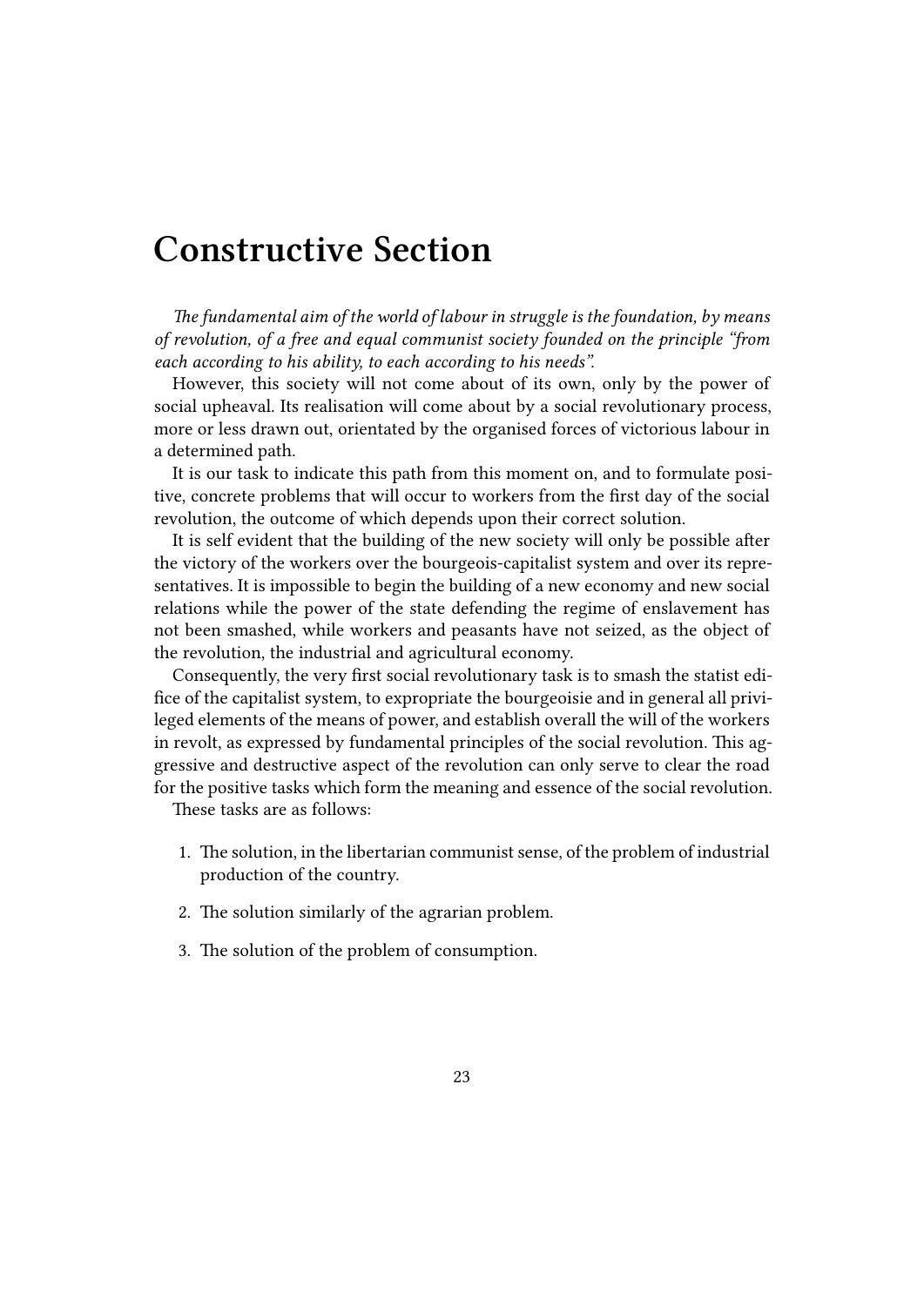# Constructive Section

*The fundamental aim of the world of labour in struggle is the foundation, by means of revolution, of a free and equal communist society founded on the principle "from each according to his ability, to each according to his needs".*

However, this society will not come about of its own, only by the power of social upheaval. Its realisation will come about by a social revolutionary process, more or less drawn out, orientated by the organised forces of victorious labour in a determined path.

It is our task to indicate this path from this moment on, and to formulate positive, concrete problems that will occur to workers from the first day of the social revolution, the outcome of which depends upon their correct solution.

It is self evident that the building of the new society will only be possible after the victory of the workers over the bourgeois-capitalist system and over its representatives. It is impossible to begin the building of a new economy and new social relations while the power of the state defending the regime of enslavement has not been smashed, while workers and peasants have not seized, as the object of the revolution, the industrial and agricultural economy.

Consequently, the very first social revolutionary task is to smash the statist edifice of the capitalist system, to expropriate the bourgeoisie and in general all privileged elements of the means of power, and establish overall the will of the workers in revolt, as expressed by fundamental principles of the social revolution. This aggressive and destructive aspect of the revolution can only serve to clear the road for the positive tasks which form the meaning and essence of the social revolution.

These tasks are as follows:

1. The solution, in the libertarian communist sense, of the problem of industrial production of the country.
2. The solution similarly of the agrarian problem.
3. The solution of the problem of consumption.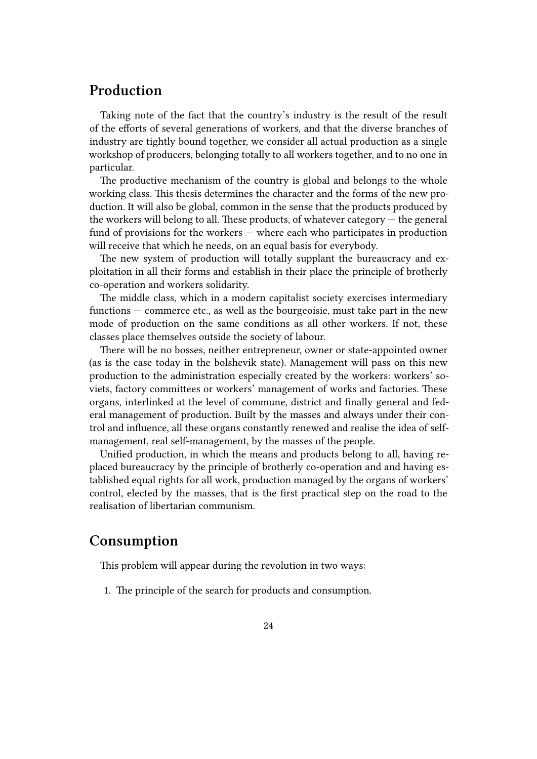## Production

Taking note of the fact that the country's industry is the result of the result of the efforts of several generations of workers, and that the diverse branches of industry are tightly bound together, we consider all actual production as a single workshop of producers, belonging totally to all workers together, and to no one in particular.

The productive mechanism of the country is global and belongs to the whole working class. This thesis determines the character and the forms of the new production. It will also be global, common in the sense that the products produced by the workers will belong to all. These products, of whatever category — the general fund of provisions for the workers — where each who participates in production will receive that which he needs, on an equal basis for everybody.

The new system of production will totally supplant the bureaucracy and exploitation in all their forms and establish in their place the principle of brotherly co-operation and workers solidarity.

The middle class, which in a modern capitalist society exercises intermediary functions — commerce etc., as well as the bourgeoisie, must take part in the new mode of production on the same conditions as all other workers. If not, these classes place themselves outside the society of labour.

There will be no bosses, neither entrepreneur, owner or state-appointed owner (as is the case today in the bolshevik state). Management will pass on this new production to the administration especially created by the workers: workers' soviets, factory committees or workers' management of works and factories. These organs, interlinked at the level of commune, district and finally general and federal management of production. Built by the masses and always under their control and influence, all these organs constantly renewed and realise the idea of self-management, real self-management, by the masses of the people.

Unified production, in which the means and products belong to all, having replaced bureaucracy by the principle of brotherly co-operation and and having established equal rights for all work, production managed by the organs of workers' control, elected by the masses, that is the first practical step on the road to the realisation of libertarian communism.

## Consumption

This problem will appear during the revolution in two ways:

1. The principle of the search for products and consumption.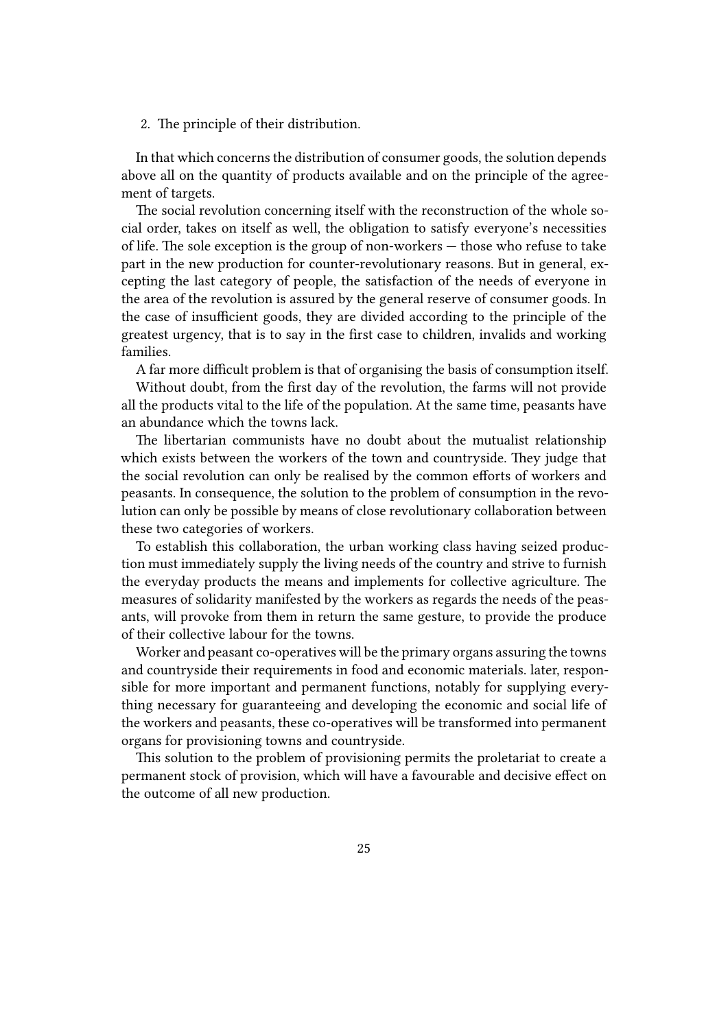2. The principle of their distribution.

In that which concerns the distribution of consumer goods, the solution depends above all on the quantity of products available and on the principle of the agreement of targets.

The social revolution concerning itself with the reconstruction of the whole social order, takes on itself as well, the obligation to satisfy everyone's necessities of life. The sole exception is the group of non-workers — those who refuse to take part in the new production for counter-revolutionary reasons. But in general, excepting the last category of people, the satisfaction of the needs of everyone in the area of the revolution is assured by the general reserve of consumer goods. In the case of insufficient goods, they are divided according to the principle of the greatest urgency, that is to say in the first case to children, invalids and working families.

A far more difficult problem is that of organising the basis of consumption itself.

Without doubt, from the first day of the revolution, the farms will not provide all the products vital to the life of the population. At the same time, peasants have an abundance which the towns lack.

The libertarian communists have no doubt about the mutualist relationship which exists between the workers of the town and countryside. They judge that the social revolution can only be realised by the common efforts of workers and peasants. In consequence, the solution to the problem of consumption in the revolution can only be possible by means of close revolutionary collaboration between these two categories of workers.

To establish this collaboration, the urban working class having seized production must immediately supply the living needs of the country and strive to furnish the everyday products the means and implements for collective agriculture. The measures of solidarity manifested by the workers as regards the needs of the peasants, will provoke from them in return the same gesture, to provide the produce of their collective labour for the towns.

Worker and peasant co-operatives will be the primary organs assuring the towns and countryside their requirements in food and economic materials. later, responsible for more important and permanent functions, notably for supplying everything necessary for guaranteeing and developing the economic and social life of the workers and peasants, these co-operatives will be transformed into permanent organs for provisioning towns and countryside.

This solution to the problem of provisioning permits the proletariat to create a permanent stock of provision, which will have a favourable and decisive effect on the outcome of all new production.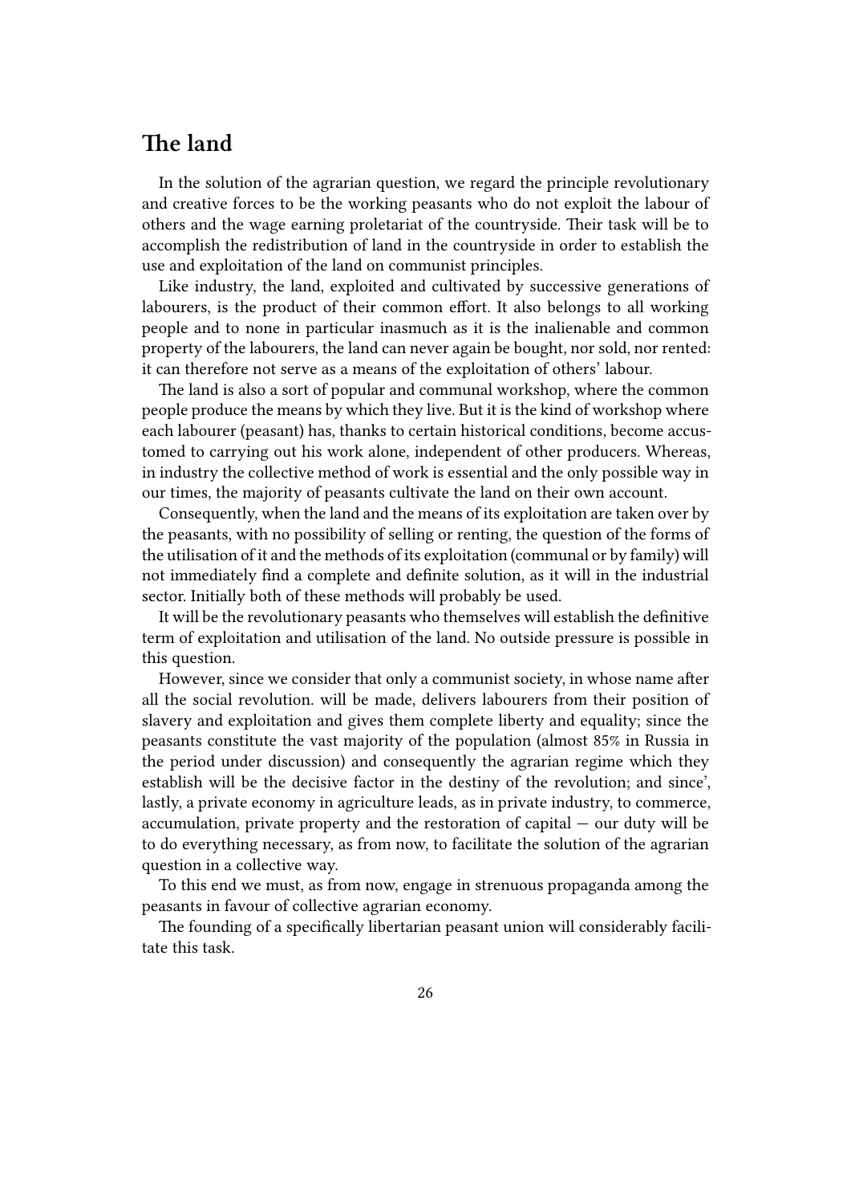## The land

In the solution of the agrarian question, we regard the principle revolutionary and creative forces to be the working peasants who do not exploit the labour of others and the wage earning proletariat of the countryside. Their task will be to accomplish the redistribution of land in the countryside in order to establish the use and exploitation of the land on communist principles.

Like industry, the land, exploited and cultivated by successive generations of labourers, is the product of their common effort. It also belongs to all working people and to none in particular inasmuch as it is the inalienable and common property of the labourers, the land can never again be bought, nor sold, nor rented: it can therefore not serve as a means of the exploitation of others' labour.

The land is also a sort of popular and communal workshop, where the common people produce the means by which they live. But it is the kind of workshop where each labourer (peasant) has, thanks to certain historical conditions, become accustomed to carrying out his work alone, independent of other producers. Whereas, in industry the collective method of work is essential and the only possible way in our times, the majority of peasants cultivate the land on their own account.

Consequently, when the land and the means of its exploitation are taken over by the peasants, with no possibility of selling or renting, the question of the forms of the utilisation of it and the methods of its exploitation (communal or by family) will not immediately find a complete and definite solution, as it will in the industrial sector. Initially both of these methods will probably be used.

It will be the revolutionary peasants who themselves will establish the definitive term of exploitation and utilisation of the land. No outside pressure is possible in this question.

However, since we consider that only a communist society, in whose name after all the social revolution. will be made, delivers labourers from their position of slavery and exploitation and gives them complete liberty and equality; since the peasants constitute the vast majority of the population (almost 85% in Russia in the period under discussion) and consequently the agrarian regime which they establish will be the decisive factor in the destiny of the revolution; and since', lastly, a private economy in agriculture leads, as in private industry, to commerce, accumulation, private property and the restoration of capital — our duty will be to do everything necessary, as from now, to facilitate the solution of the agrarian question in a collective way.

To this end we must, as from now, engage in strenuous propaganda among the peasants in favour of collective agrarian economy.

The founding of a specifically libertarian peasant union will considerably facilitate this task.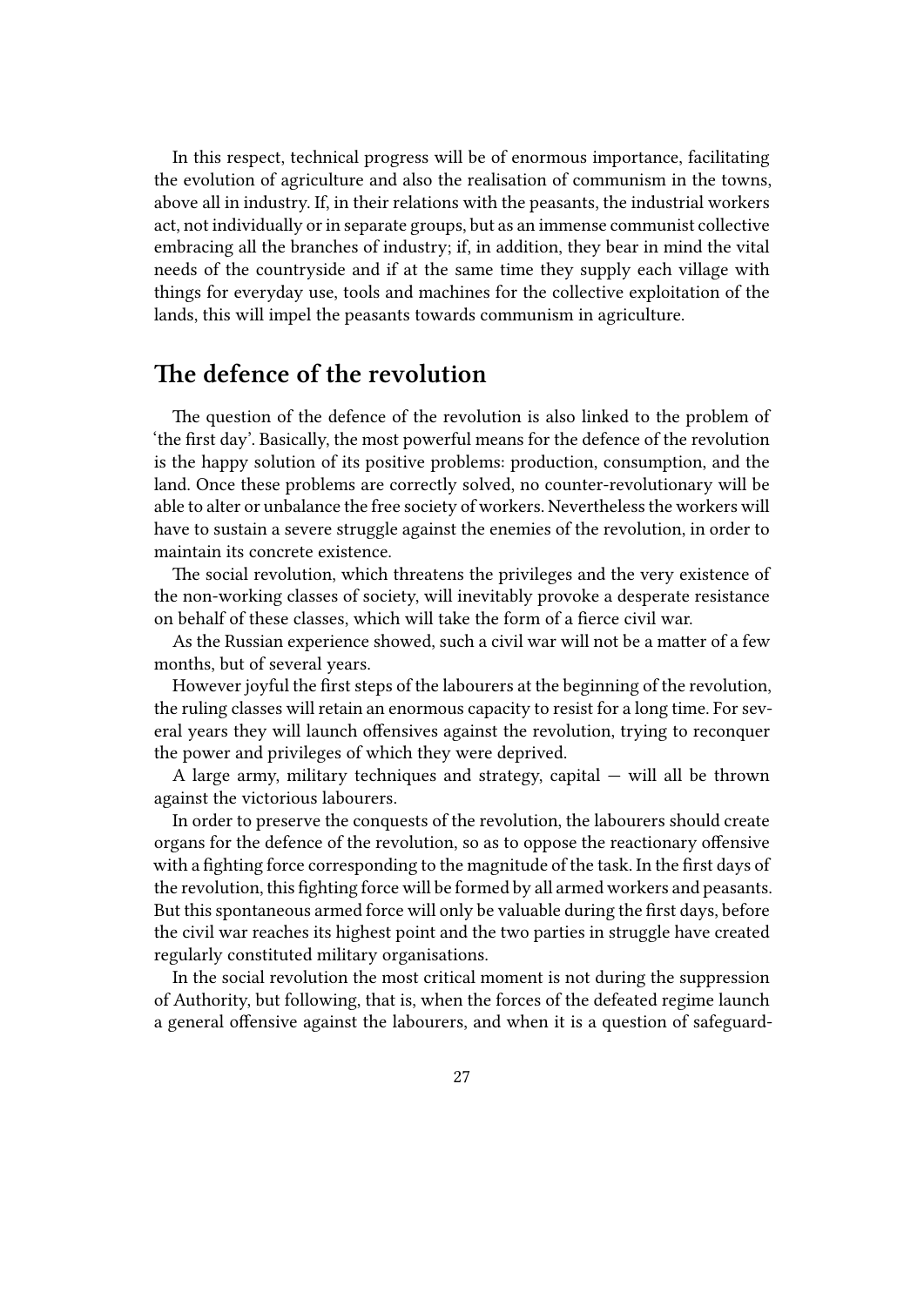In this respect, technical progress will be of enormous importance, facilitating the evolution of agriculture and also the realisation of communism in the towns, above all in industry. If, in their relations with the peasants, the industrial workers act, not individually or in separate groups, but as an immense communist collective embracing all the branches of industry; if, in addition, they bear in mind the vital needs of the countryside and if at the same time they supply each village with things for everyday use, tools and machines for the collective exploitation of the lands, this will impel the peasants towards communism in agriculture.

## The defence of the revolution

The question of the defence of the revolution is also linked to the problem of 'the first day'. Basically, the most powerful means for the defence of the revolution is the happy solution of its positive problems: production, consumption, and the land. Once these problems are correctly solved, no counter-revolutionary will be able to alter or unbalance the free society of workers. Nevertheless the workers will have to sustain a severe struggle against the enemies of the revolution, in order to maintain its concrete existence.

The social revolution, which threatens the privileges and the very existence of the non-working classes of society, will inevitably provoke a desperate resistance on behalf of these classes, which will take the form of a fierce civil war.

As the Russian experience showed, such a civil war will not be a matter of a few months, but of several years.

However joyful the first steps of the labourers at the beginning of the revolution, the ruling classes will retain an enormous capacity to resist for a long time. For several years they will launch offensives against the revolution, trying to reconquer the power and privileges of which they were deprived.

A large army, military techniques and strategy, capital — will all be thrown against the victorious labourers.

In order to preserve the conquests of the revolution, the labourers should create organs for the defence of the revolution, so as to oppose the reactionary offensive with a fighting force corresponding to the magnitude of the task. In the first days of the revolution, this fighting force will be formed by all armed workers and peasants. But this spontaneous armed force will only be valuable during the first days, before the civil war reaches its highest point and the two parties in struggle have created regularly constituted military organisations.

In the social revolution the most critical moment is not during the suppression of Authority, but following, that is, when the forces of the defeated regime launch a general offensive against the labourers, and when it is a question of safeguard-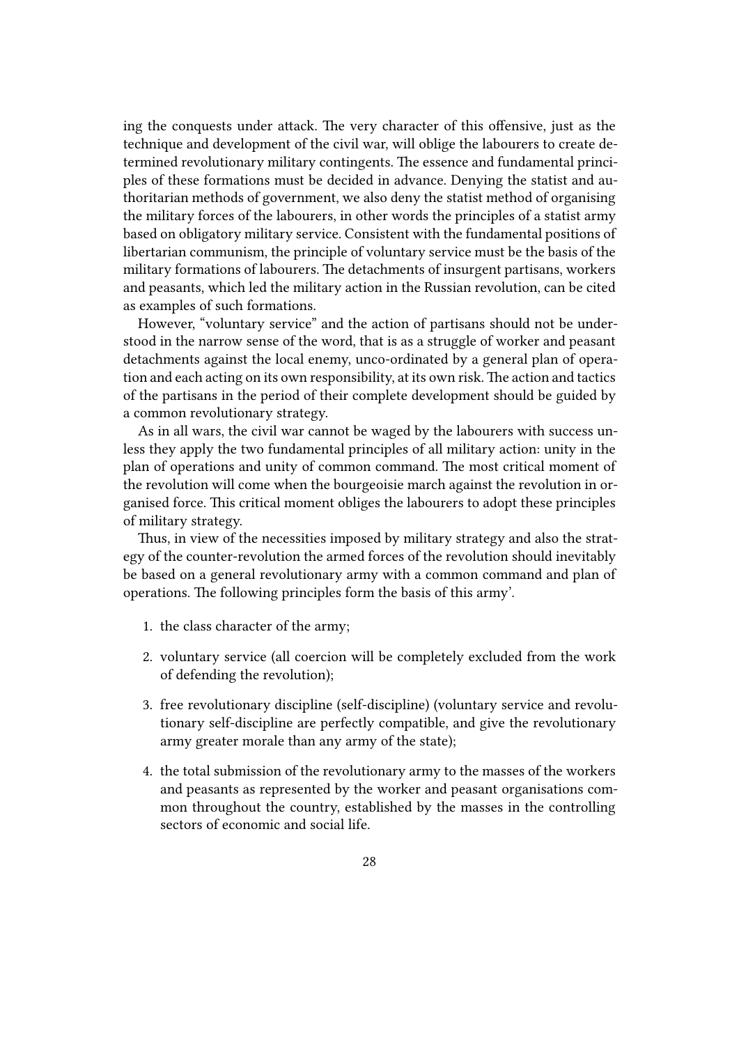ing the conquests under attack. The very character of this offensive, just as the technique and development of the civil war, will oblige the labourers to create determined revolutionary military contingents. The essence and fundamental principles of these formations must be decided in advance. Denying the statist and authoritarian methods of government, we also deny the statist method of organising the military forces of the labourers, in other words the principles of a statist army based on obligatory military service. Consistent with the fundamental positions of libertarian communism, the principle of voluntary service must be the basis of the military formations of labourers. The detachments of insurgent partisans, workers and peasants, which led the military action in the Russian revolution, can be cited as examples of such formations.

However, "voluntary service" and the action of partisans should not be understood in the narrow sense of the word, that is as a struggle of worker and peasant detachments against the local enemy, unco-ordinated by a general plan of operation and each acting on its own responsibility, at its own risk. The action and tactics of the partisans in the period of their complete development should be guided by a common revolutionary strategy.

As in all wars, the civil war cannot be waged by the labourers with success unless they apply the two fundamental principles of all military action: unity in the plan of operations and unity of common command. The most critical moment of the revolution will come when the bourgeoisie march against the revolution in organised force. This critical moment obliges the labourers to adopt these principles of military strategy.

Thus, in view of the necessities imposed by military strategy and also the strategy of the counter-revolution the armed forces of the revolution should inevitably be based on a general revolutionary army with a common command and plan of operations. The following principles form the basis of this army'.

1. the class character of the army;
2. voluntary service (all coercion will be completely excluded from the work of defending the revolution);
3. free revolutionary discipline (self-discipline) (voluntary service and revolutionary self-discipline are perfectly compatible, and give the revolutionary army greater morale than any army of the state);
4. the total submission of the revolutionary army to the masses of the workers and peasants as represented by the worker and peasant organisations common throughout the country, established by the masses in the controlling sectors of economic and social life.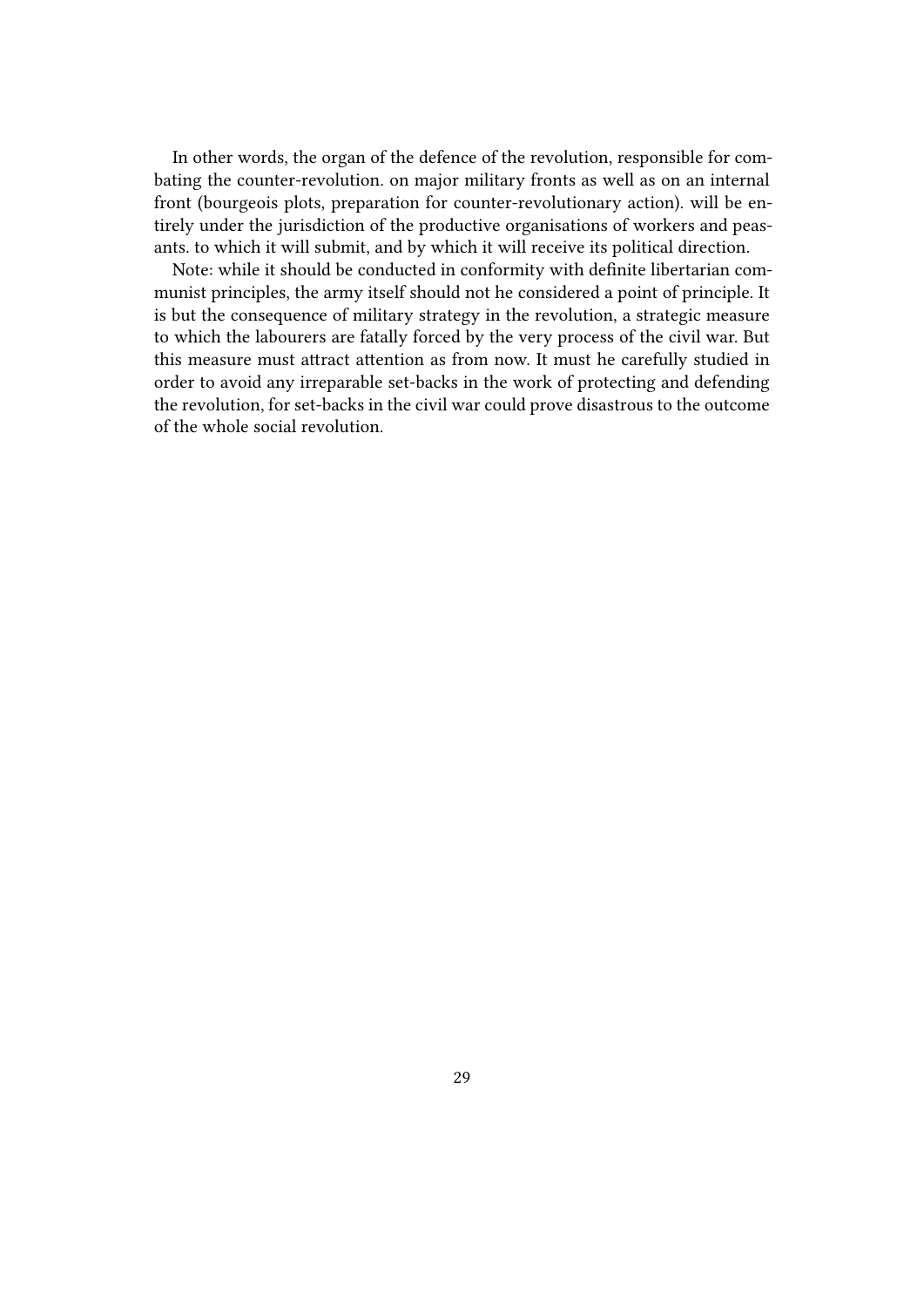In other words, the organ of the defence of the revolution, responsible for combating the counter-revolution. on major military fronts as well as on an internal front (bourgeois plots, preparation for counter-revolutionary action). will be entirely under the jurisdiction of the productive organisations of workers and peasants. to which it will submit, and by which it will receive its political direction.

Note: while it should be conducted in conformity with definite libertarian communist principles, the army itself should not he considered a point of principle. It is but the consequence of military strategy in the revolution, a strategic measure to which the labourers are fatally forced by the very process of the civil war. But this measure must attract attention as from now. It must he carefully studied in order to avoid any irreparable set-backs in the work of protecting and defending the revolution, for set-backs in the civil war could prove disastrous to the outcome of the whole social revolution.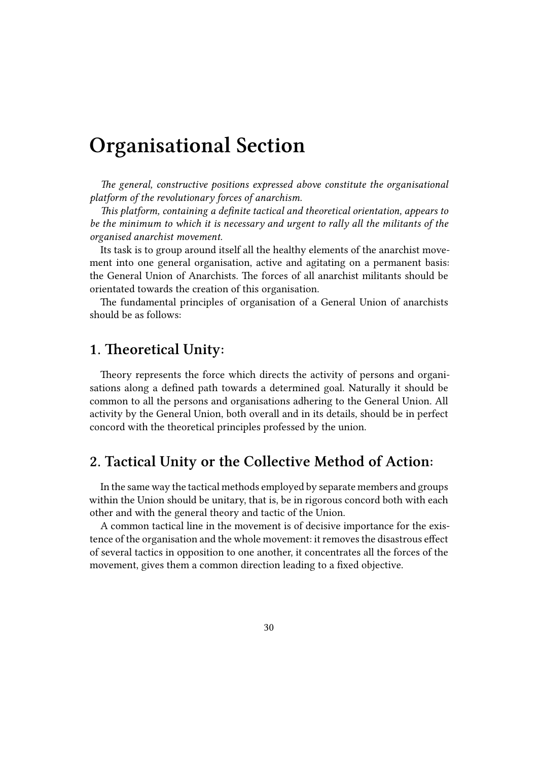# Organisational Section

*The general, constructive positions expressed above constitute the organisational platform of the revolutionary forces of anarchism.*

*This platform, containing a definite tactical and theoretical orientation, appears to be the minimum to which it is necessary and urgent to rally all the militants of the organised anarchist movement.*

Its task is to group around itself all the healthy elements of the anarchist movement into one general organisation, active and agitating on a permanent basis: the General Union of Anarchists. The forces of all anarchist militants should be orientated towards the creation of this organisation.

The fundamental principles of organisation of a General Union of anarchists should be as follows:

## 1. Theoretical Unity:

Theory represents the force which directs the activity of persons and organisations along a defined path towards a determined goal. Naturally it should be common to all the persons and organisations adhering to the General Union. All activity by the General Union, both overall and in its details, should be in perfect concord with the theoretical principles professed by the union.

## 2. Tactical Unity or the Collective Method of Action:

In the same way the tactical methods employed by separate members and groups within the Union should be unitary, that is, be in rigorous concord both with each other and with the general theory and tactic of the Union.

A common tactical line in the movement is of decisive importance for the existence of the organisation and the whole movement: it removes the disastrous effect of several tactics in opposition to one another, it concentrates all the forces of the movement, gives them a common direction leading to a fixed objective.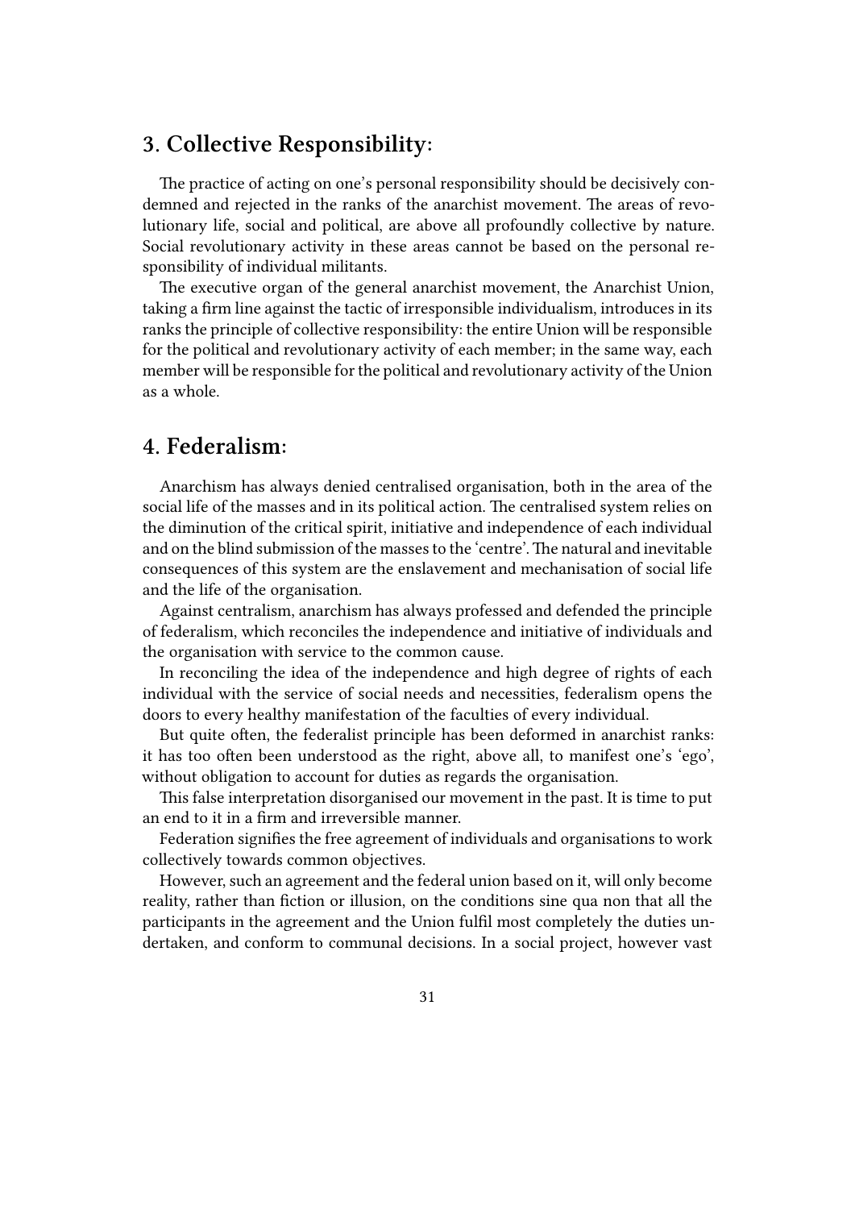## 3. Collective Responsibility:

The practice of acting on one's personal responsibility should be decisively condemned and rejected in the ranks of the anarchist movement. The areas of revolutionary life, social and political, are above all profoundly collective by nature. Social revolutionary activity in these areas cannot be based on the personal responsibility of individual militants.

The executive organ of the general anarchist movement, the Anarchist Union, taking a firm line against the tactic of irresponsible individualism, introduces in its ranks the principle of collective responsibility: the entire Union will be responsible for the political and revolutionary activity of each member; in the same way, each member will be responsible for the political and revolutionary activity of the Union as a whole.

## 4. Federalism:

Anarchism has always denied centralised organisation, both in the area of the social life of the masses and in its political action. The centralised system relies on the diminution of the critical spirit, initiative and independence of each individual and on the blind submission of the masses to the 'centre'. The natural and inevitable consequences of this system are the enslavement and mechanisation of social life and the life of the organisation.

Against centralism, anarchism has always professed and defended the principle of federalism, which reconciles the independence and initiative of individuals and the organisation with service to the common cause.

In reconciling the idea of the independence and high degree of rights of each individual with the service of social needs and necessities, federalism opens the doors to every healthy manifestation of the faculties of every individual.

But quite often, the federalist principle has been deformed in anarchist ranks: it has too often been understood as the right, above all, to manifest one's 'ego', without obligation to account for duties as regards the organisation.

This false interpretation disorganised our movement in the past. It is time to put an end to it in a firm and irreversible manner.

Federation signifies the free agreement of individuals and organisations to work collectively towards common objectives.

However, such an agreement and the federal union based on it, will only become reality, rather than fiction or illusion, on the conditions sine qua non that all the participants in the agreement and the Union fulfil most completely the duties undertaken, and conform to communal decisions. In a social project, however vast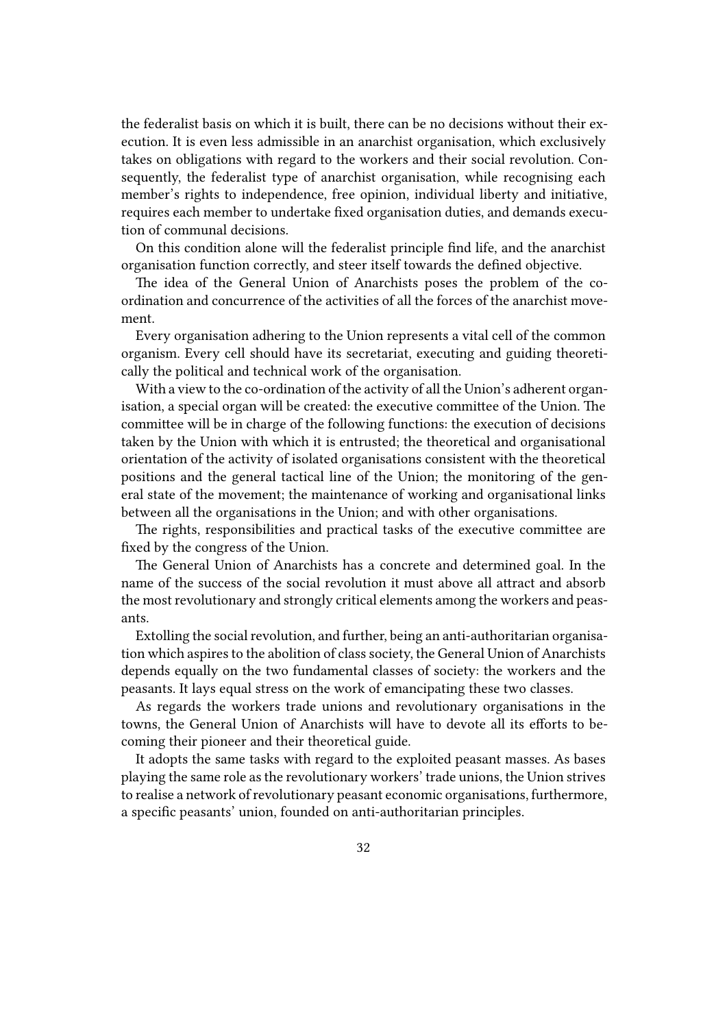the federalist basis on which it is built, there can be no decisions without their execution. It is even less admissible in an anarchist organisation, which exclusively takes on obligations with regard to the workers and their social revolution. Consequently, the federalist type of anarchist organisation, while recognising each member's rights to independence, free opinion, individual liberty and initiative, requires each member to undertake fixed organisation duties, and demands execution of communal decisions.

On this condition alone will the federalist principle find life, and the anarchist organisation function correctly, and steer itself towards the defined objective.

The idea of the General Union of Anarchists poses the problem of the co-ordination and concurrence of the activities of all the forces of the anarchist movement.

Every organisation adhering to the Union represents a vital cell of the common organism. Every cell should have its secretariat, executing and guiding theoretically the political and technical work of the organisation.

With a view to the co-ordination of the activity of all the Union's adherent organisation, a special organ will be created: the executive committee of the Union. The committee will be in charge of the following functions: the execution of decisions taken by the Union with which it is entrusted; the theoretical and organisational orientation of the activity of isolated organisations consistent with the theoretical positions and the general tactical line of the Union; the monitoring of the general state of the movement; the maintenance of working and organisational links between all the organisations in the Union; and with other organisations.

The rights, responsibilities and practical tasks of the executive committee are fixed by the congress of the Union.

The General Union of Anarchists has a concrete and determined goal. In the name of the success of the social revolution it must above all attract and absorb the most revolutionary and strongly critical elements among the workers and peasants.

Extolling the social revolution, and further, being an anti-authoritarian organisation which aspires to the abolition of class society, the General Union of Anarchists depends equally on the two fundamental classes of society: the workers and the peasants. It lays equal stress on the work of emancipating these two classes.

As regards the workers trade unions and revolutionary organisations in the towns, the General Union of Anarchists will have to devote all its efforts to becoming their pioneer and their theoretical guide.

It adopts the same tasks with regard to the exploited peasant masses. As bases playing the same role as the revolutionary workers' trade unions, the Union strives to realise a network of revolutionary peasant economic organisations, furthermore, a specific peasants' union, founded on anti-authoritarian principles.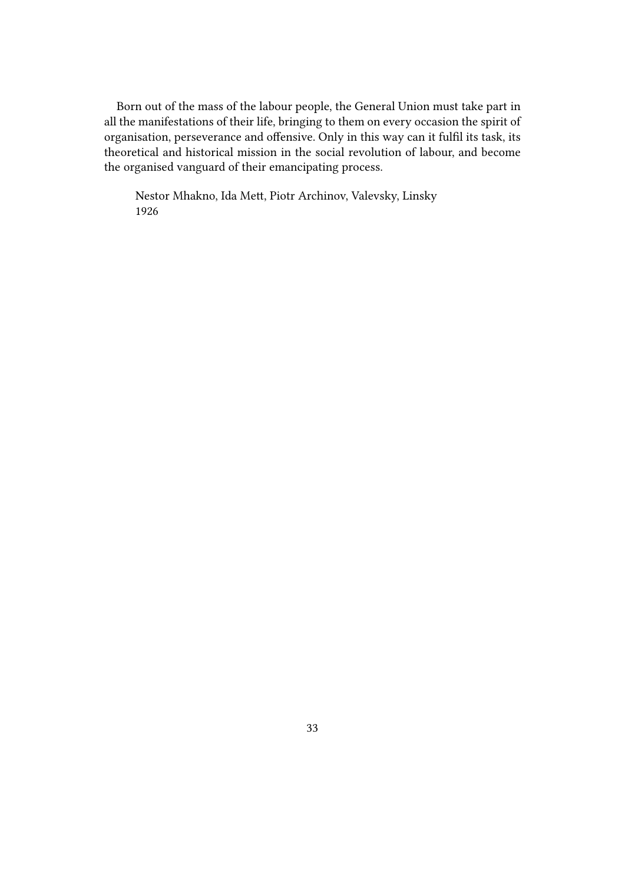Born out of the mass of the labour people, the General Union must take part in all the manifestations of their life, bringing to them on every occasion the spirit of organisation, perseverance and offensive. Only in this way can it fulfil its task, its theoretical and historical mission in the social revolution of labour, and become the organised vanguard of their emancipating process.

Nestor Mhakno, Ida Mett, Piotr Archinov, Valevsky, Linsky
1926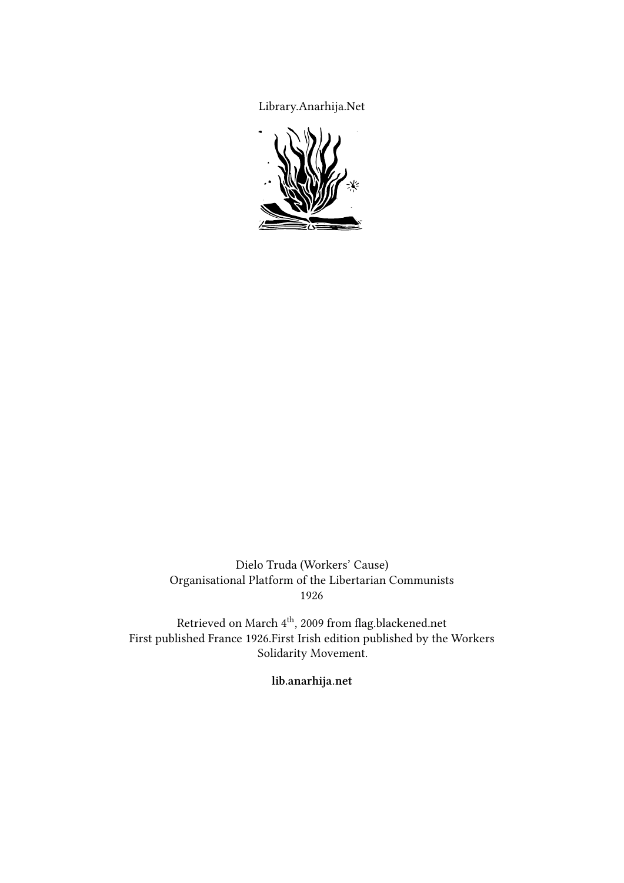Library.Anarhija.Net

Dielo Truda (Workers' Cause)
Organisational Platform of the Libertarian Communists
1926

Retrieved on March 4th, 2009 from flag.blackened.net
First published France 1926.First Irish edition published by the Workers Solidarity Movement.

**lib.anarhija.net**